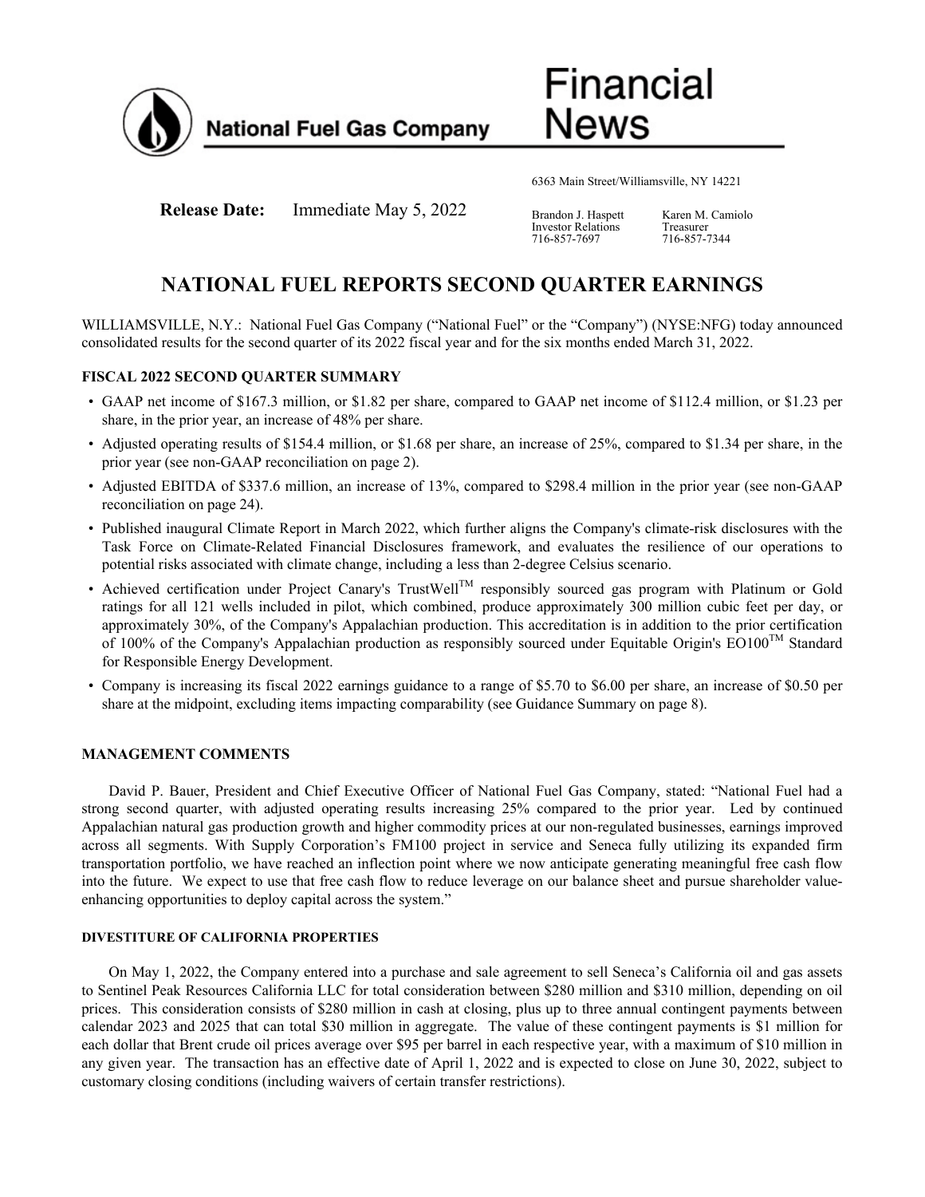National Fuel Gas Company

# Financial News

6363 Main Street/Williamsville, NY 14221

**Release Date:** Immediate May 5, 2022

Brandon J. Haspett
Investor Relations
716-857-7697

Karen M. Camiolo
Treasurer
716-857-7344

# NATIONAL FUEL REPORTS SECOND QUARTER EARNINGS

WILLIAMSVILLE, N.Y.: National Fuel Gas Company ("National Fuel" or the "Company") (NYSE:NFG) today announced consolidated results for the second quarter of its 2022 fiscal year and for the six months ended March 31, 2022.

## FISCAL 2022 SECOND QUARTER SUMMARY

- GAAP net income of $167.3 million, or $1.82 per share, compared to GAAP net income of $112.4 million, or $1.23 per share, in the prior year, an increase of 48% per share.
- Adjusted operating results of $154.4 million, or $1.68 per share, an increase of 25%, compared to $1.34 per share, in the prior year (see non-GAAP reconciliation on page 2).
- Adjusted EBITDA of $337.6 million, an increase of 13%, compared to $298.4 million in the prior year (see non-GAAP reconciliation on page 24).
- Published inaugural Climate Report in March 2022, which further aligns the Company's climate-risk disclosures with the Task Force on Climate-Related Financial Disclosures framework, and evaluates the resilience of our operations to potential risks associated with climate change, including a less than 2-degree Celsius scenario.
- Achieved certification under Project Canary's TrustWell™ responsibly sourced gas program with Platinum or Gold ratings for all 121 wells included in pilot, which combined, produce approximately 300 million cubic feet per day, or approximately 30%, of the Company's Appalachian production. This accreditation is in addition to the prior certification of 100% of the Company's Appalachian production as responsibly sourced under Equitable Origin's EO100™ Standard for Responsible Energy Development.
- Company is increasing its fiscal 2022 earnings guidance to a range of $5.70 to $6.00 per share, an increase of $0.50 per share at the midpoint, excluding items impacting comparability (see Guidance Summary on page 8).

## MANAGEMENT COMMENTS

David P. Bauer, President and Chief Executive Officer of National Fuel Gas Company, stated: "National Fuel had a strong second quarter, with adjusted operating results increasing 25% compared to the prior year. Led by continued Appalachian natural gas production growth and higher commodity prices at our non-regulated businesses, earnings improved across all segments. With Supply Corporation's FM100 project in service and Seneca fully utilizing its expanded firm transportation portfolio, we have reached an inflection point where we now anticipate generating meaningful free cash flow into the future. We expect to use that free cash flow to reduce leverage on our balance sheet and pursue shareholder value-enhancing opportunities to deploy capital across the system."

### DIVESTITURE OF CALIFORNIA PROPERTIES

On May 1, 2022, the Company entered into a purchase and sale agreement to sell Seneca's California oil and gas assets to Sentinel Peak Resources California LLC for total consideration between $280 million and $310 million, depending on oil prices. This consideration consists of $280 million in cash at closing, plus up to three annual contingent payments between calendar 2023 and 2025 that can total $30 million in aggregate. The value of these contingent payments is $1 million for each dollar that Brent crude oil prices average over $95 per barrel in each respective year, with a maximum of $10 million in any given year. The transaction has an effective date of April 1, 2022 and is expected to close on June 30, 2022, subject to customary closing conditions (including waivers of certain transfer restrictions).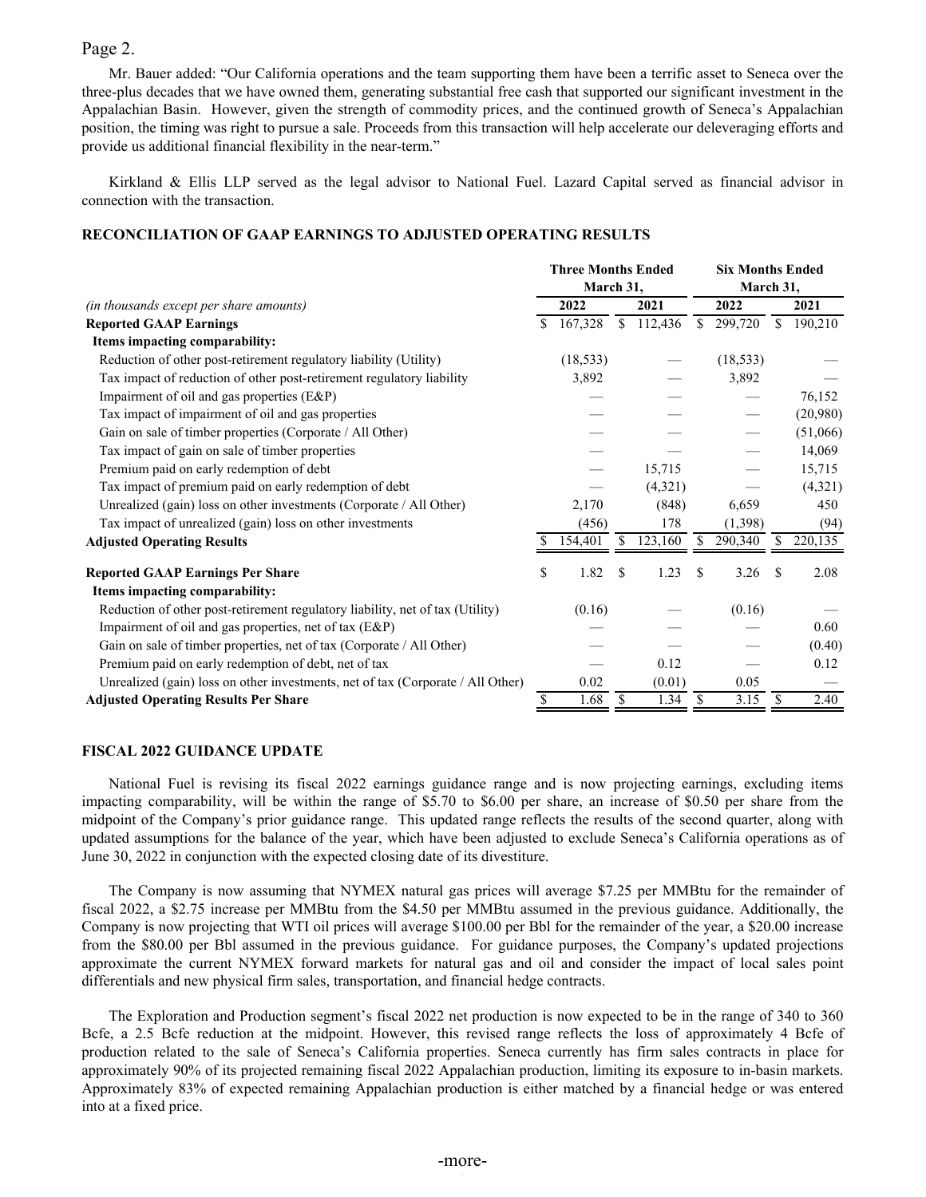Mr. Bauer added: "Our California operations and the team supporting them have been a terrific asset to Seneca over the three-plus decades that we have owned them, generating substantial free cash that supported our significant investment in the Appalachian Basin. However, given the strength of commodity prices, and the continued growth of Seneca's Appalachian position, the timing was right to pursue a sale. Proceeds from this transaction will help accelerate our deleveraging efforts and provide us additional financial flexibility in the near-term."

Kirkland & Ellis LLP served as the legal advisor to National Fuel. Lazard Capital served as financial advisor in connection with the transaction.

**RECONCILIATION OF GAAP EARNINGS TO ADJUSTED OPERATING RESULTS**

| | Three Months Ended March 31, | | Six Months Ended March 31, | |
|---|---|---|---|---|
| *(in thousands except per share amounts)* | 2022 | 2021 | 2022 | 2021 |
| **Reported GAAP Earnings** | $ 167,328 | $ 112,436 | $ 299,720 | $ 190,210 |
| **Items impacting comparability:** | | | | |
| Reduction of other post-retirement regulatory liability (Utility) | (18,533) | — | (18,533) | — |
| Tax impact of reduction of other post-retirement regulatory liability | 3,892 | — | 3,892 | — |
| Impairment of oil and gas properties (E&P) | — | — | — | 76,152 |
| Tax impact of impairment of oil and gas properties | — | — | — | (20,980) |
| Gain on sale of timber properties (Corporate / All Other) | — | — | — | (51,066) |
| Tax impact of gain on sale of timber properties | — | — | — | 14,069 |
| Premium paid on early redemption of debt | — | 15,715 | — | 15,715 |
| Tax impact of premium paid on early redemption of debt | — | (4,321) | — | (4,321) |
| Unrealized (gain) loss on other investments (Corporate / All Other) | 2,170 | (848) | 6,659 | 450 |
| Tax impact of unrealized (gain) loss on other investments | (456) | 178 | (1,398) | (94) |
| **Adjusted Operating Results** | $ 154,401 | $ 123,160 | $ 290,340 | $ 220,135 |
| | | | | |
| **Reported GAAP Earnings Per Share** | $ 1.82 | $ 1.23 | $ 3.26 | $ 2.08 |
| **Items impacting comparability:** | | | | |
| Reduction of other post-retirement regulatory liability, net of tax (Utility) | (0.16) | — | (0.16) | — |
| Impairment of oil and gas properties, net of tax (E&P) | — | — | — | 0.60 |
| Gain on sale of timber properties, net of tax (Corporate / All Other) | — | — | — | (0.40) |
| Premium paid on early redemption of debt, net of tax | — | 0.12 | — | 0.12 |
| Unrealized (gain) loss on other investments, net of tax (Corporate / All Other) | 0.02 | (0.01) | 0.05 | — |
| **Adjusted Operating Results Per Share** | $ 1.68 | $ 1.34 | $ 3.15 | $ 2.40 |

**FISCAL 2022 GUIDANCE UPDATE**

National Fuel is revising its fiscal 2022 earnings guidance range and is now projecting earnings, excluding items impacting comparability, will be within the range of $5.70 to $6.00 per share, an increase of $0.50 per share from the midpoint of the Company's prior guidance range. This updated range reflects the results of the second quarter, along with updated assumptions for the balance of the year, which have been adjusted to exclude Seneca's California operations as of June 30, 2022 in conjunction with the expected closing date of its divestiture.

The Company is now assuming that NYMEX natural gas prices will average $7.25 per MMBtu for the remainder of fiscal 2022, a $2.75 increase per MMBtu from the $4.50 per MMBtu assumed in the previous guidance. Additionally, the Company is now projecting that WTI oil prices will average $100.00 per Bbl for the remainder of the year, a $20.00 increase from the $80.00 per Bbl assumed in the previous guidance. For guidance purposes, the Company's updated projections approximate the current NYMEX forward markets for natural gas and oil and consider the impact of local sales point differentials and new physical firm sales, transportation, and financial hedge contracts.

The Exploration and Production segment's fiscal 2022 net production is now expected to be in the range of 340 to 360 Bcfe, a 2.5 Bcfe reduction at the midpoint. However, this revised range reflects the loss of approximately 4 Bcfe of production related to the sale of Seneca's California properties. Seneca currently has firm sales contracts in place for approximately 90% of its projected remaining fiscal 2022 Appalachian production, limiting its exposure to in-basin markets. Approximately 83% of expected remaining Appalachian production is either matched by a financial hedge or was entered into at a fixed price.

-more-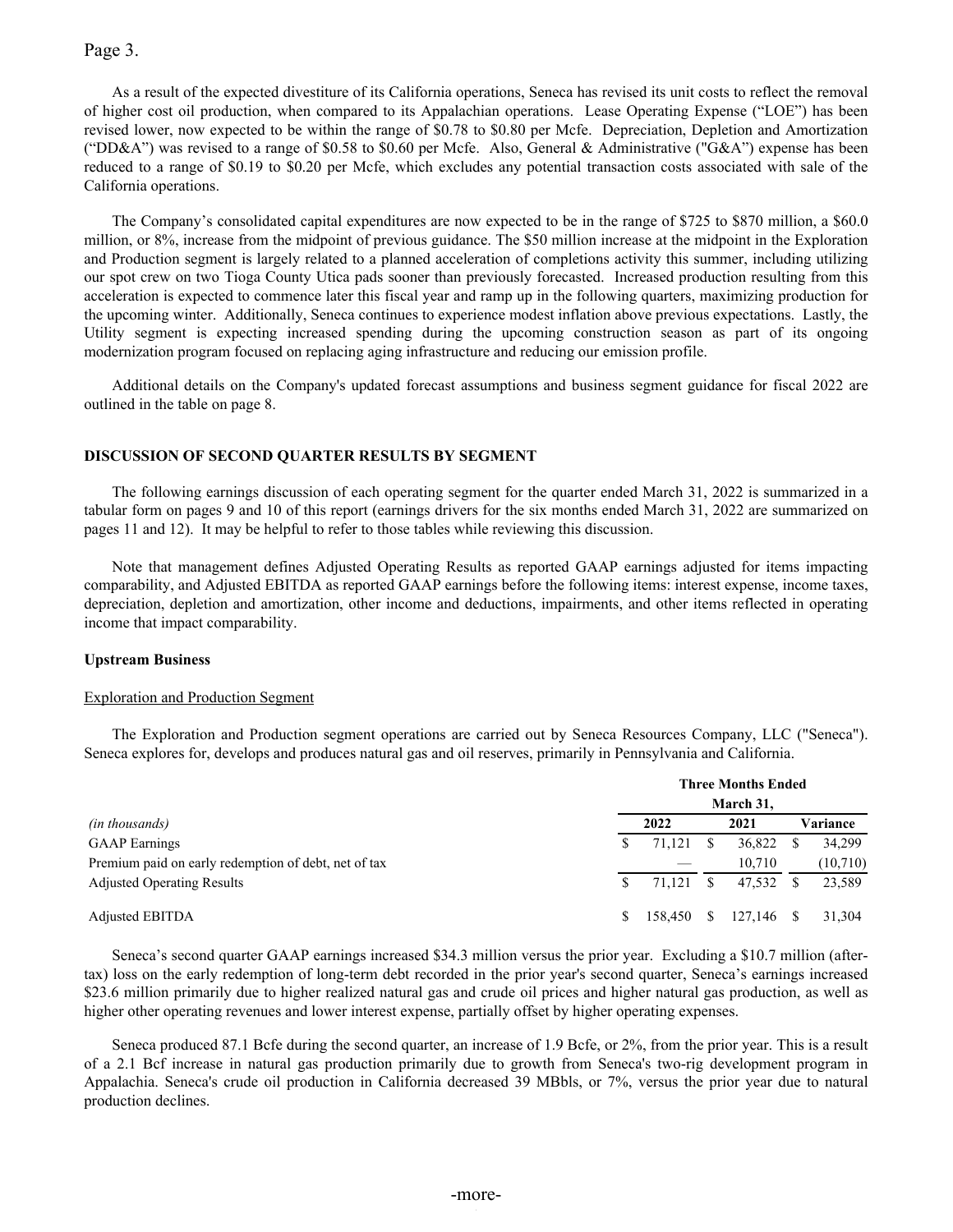As a result of the expected divestiture of its California operations, Seneca has revised its unit costs to reflect the removal of higher cost oil production, when compared to its Appalachian operations. Lease Operating Expense ("LOE") has been revised lower, now expected to be within the range of $0.78 to $0.80 per Mcfe. Depreciation, Depletion and Amortization ("DD&A") was revised to a range of $0.58 to $0.60 per Mcfe. Also, General & Administrative ("G&A") expense has been reduced to a range of $0.19 to $0.20 per Mcfe, which excludes any potential transaction costs associated with sale of the California operations.

The Company's consolidated capital expenditures are now expected to be in the range of $725 to $870 million, a $60.0 million, or 8%, increase from the midpoint of previous guidance. The $50 million increase at the midpoint in the Exploration and Production segment is largely related to a planned acceleration of completions activity this summer, including utilizing our spot crew on two Tioga County Utica pads sooner than previously forecasted. Increased production resulting from this acceleration is expected to commence later this fiscal year and ramp up in the following quarters, maximizing production for the upcoming winter. Additionally, Seneca continues to experience modest inflation above previous expectations. Lastly, the Utility segment is expecting increased spending during the upcoming construction season as part of its ongoing modernization program focused on replacing aging infrastructure and reducing our emission profile.

Additional details on the Company's updated forecast assumptions and business segment guidance for fiscal 2022 are outlined in the table on page 8.

## DISCUSSION OF SECOND QUARTER RESULTS BY SEGMENT

The following earnings discussion of each operating segment for the quarter ended March 31, 2022 is summarized in a tabular form on pages 9 and 10 of this report (earnings drivers for the six months ended March 31, 2022 are summarized on pages 11 and 12). It may be helpful to refer to those tables while reviewing this discussion.

Note that management defines Adjusted Operating Results as reported GAAP earnings adjusted for items impacting comparability, and Adjusted EBITDA as reported GAAP earnings before the following items: interest expense, income taxes, depreciation, depletion and amortization, other income and deductions, impairments, and other items reflected in operating income that impact comparability.

### Upstream Business

Exploration and Production Segment

The Exploration and Production segment operations are carried out by Seneca Resources Company, LLC ("Seneca"). Seneca explores for, develops and produces natural gas and oil reserves, primarily in Pennsylvania and California.

| | Three Months Ended March 31, | | |
|---|---|---|---|
| *(in thousands)* | 2022 | 2021 | Variance |
| GAAP Earnings | $ 71,121 | $ 36,822 | $ 34,299 |
| Premium paid on early redemption of debt, net of tax | — | 10,710 | (10,710) |
| Adjusted Operating Results | $ 71,121 | $ 47,532 | $ 23,589 |
| Adjusted EBITDA | $ 158,450 | $ 127,146 | $ 31,304 |

Seneca's second quarter GAAP earnings increased $34.3 million versus the prior year. Excluding a $10.7 million (after-tax) loss on the early redemption of long-term debt recorded in the prior year's second quarter, Seneca's earnings increased $23.6 million primarily due to higher realized natural gas and crude oil prices and higher natural gas production, as well as higher other operating revenues and lower interest expense, partially offset by higher operating expenses.

Seneca produced 87.1 Bcfe during the second quarter, an increase of 1.9 Bcfe, or 2%, from the prior year. This is a result of a 2.1 Bcf increase in natural gas production primarily due to growth from Seneca's two-rig development program in Appalachia. Seneca's crude oil production in California decreased 39 MBbls, or 7%, versus the prior year due to natural production declines.

-more-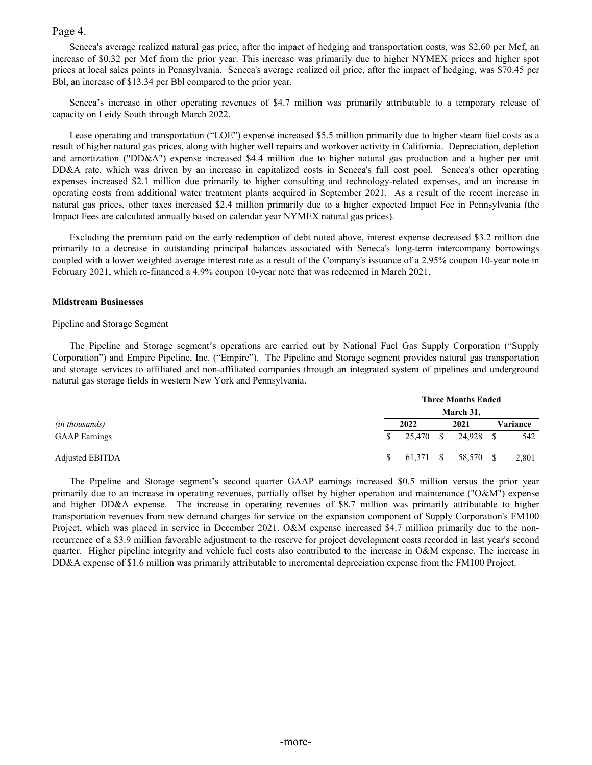Seneca's average realized natural gas price, after the impact of hedging and transportation costs, was $2.60 per Mcf, an increase of $0.32 per Mcf from the prior year. This increase was primarily due to higher NYMEX prices and higher spot prices at local sales points in Pennsylvania. Seneca's average realized oil price, after the impact of hedging, was $70.45 per Bbl, an increase of $13.34 per Bbl compared to the prior year.

Seneca's increase in other operating revenues of $4.7 million was primarily attributable to a temporary release of capacity on Leidy South through March 2022.

Lease operating and transportation ("LOE") expense increased $5.5 million primarily due to higher steam fuel costs as a result of higher natural gas prices, along with higher well repairs and workover activity in California. Depreciation, depletion and amortization ("DD&A") expense increased $4.4 million due to higher natural gas production and a higher per unit DD&A rate, which was driven by an increase in capitalized costs in Seneca's full cost pool. Seneca's other operating expenses increased $2.1 million due primarily to higher consulting and technology-related expenses, and an increase in operating costs from additional water treatment plants acquired in September 2021. As a result of the recent increase in natural gas prices, other taxes increased $2.4 million primarily due to a higher expected Impact Fee in Pennsylvania (the Impact Fees are calculated annually based on calendar year NYMEX natural gas prices).

Excluding the premium paid on the early redemption of debt noted above, interest expense decreased $3.2 million due primarily to a decrease in outstanding principal balances associated with Seneca's long-term intercompany borrowings coupled with a lower weighted average interest rate as a result of the Company's issuance of a 2.95% coupon 10-year note in February 2021, which re-financed a 4.9% coupon 10-year note that was redeemed in March 2021.

**Midstream Businesses**

Pipeline and Storage Segment

The Pipeline and Storage segment's operations are carried out by National Fuel Gas Supply Corporation ("Supply Corporation") and Empire Pipeline, Inc. ("Empire"). The Pipeline and Storage segment provides natural gas transportation and storage services to affiliated and non-affiliated companies through an integrated system of pipelines and underground natural gas storage fields in western New York and Pennsylvania.

| | Three Months Ended March 31, | | |
|---|---|---|---|
| *(in thousands)* | 2022 | 2021 | Variance |
| GAAP Earnings | $ 25,470 | $ 24,928 | $ 542 |
| Adjusted EBITDA | $ 61,371 | $ 58,570 | $ 2,801 |

The Pipeline and Storage segment's second quarter GAAP earnings increased $0.5 million versus the prior year primarily due to an increase in operating revenues, partially offset by higher operation and maintenance ("O&M") expense and higher DD&A expense. The increase in operating revenues of $8.7 million was primarily attributable to higher transportation revenues from new demand charges for service on the expansion component of Supply Corporation's FM100 Project, which was placed in service in December 2021. O&M expense increased $4.7 million primarily due to the non-recurrence of a $3.9 million favorable adjustment to the reserve for project development costs recorded in last year's second quarter. Higher pipeline integrity and vehicle fuel costs also contributed to the increase in O&M expense. The increase in DD&A expense of $1.6 million was primarily attributable to incremental depreciation expense from the FM100 Project.

-more-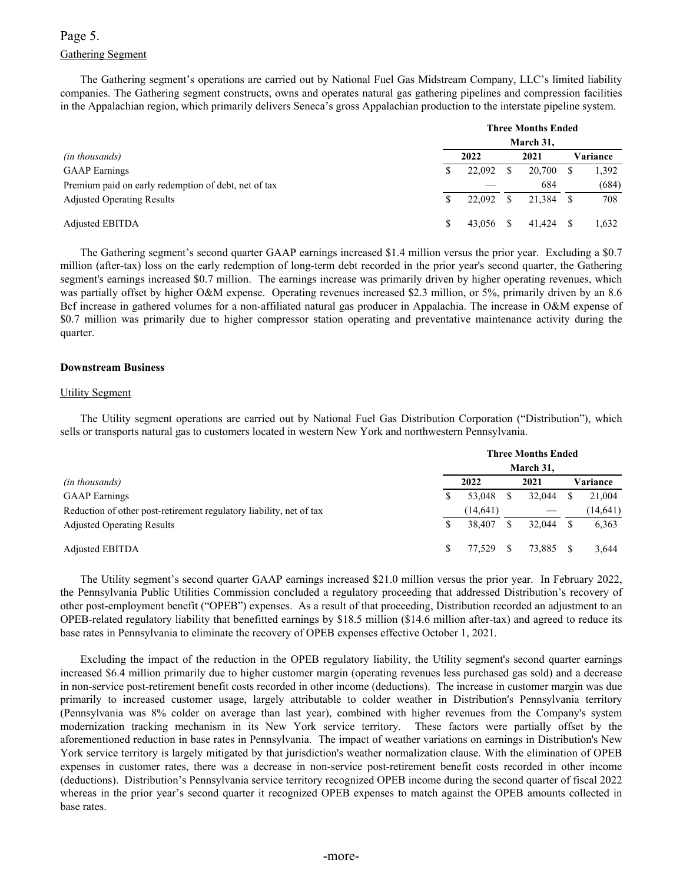## Gathering Segment

The Gathering segment's operations are carried out by National Fuel Gas Midstream Company, LLC's limited liability companies. The Gathering segment constructs, owns and operates natural gas gathering pipelines and compression facilities in the Appalachian region, which primarily delivers Seneca's gross Appalachian production to the interstate pipeline system.

| *(in thousands)* | Three Months Ended March 31, 2022 | Three Months Ended March 31, 2021 | Variance |
|---|---|---|---|
| GAAP Earnings | $ 22,092 | $ 20,700 | $ 1,392 |
| Premium paid on early redemption of debt, net of tax | — | 684 | (684) |
| Adjusted Operating Results | $ 22,092 | $ 21,384 | $ 708 |
| Adjusted EBITDA | $ 43,056 | $ 41,424 | $ 1,632 |

The Gathering segment's second quarter GAAP earnings increased \$1.4 million versus the prior year. Excluding a \$0.7 million (after-tax) loss on the early redemption of long-term debt recorded in the prior year's second quarter, the Gathering segment's earnings increased \$0.7 million. The earnings increase was primarily driven by higher operating revenues, which was partially offset by higher O&M expense. Operating revenues increased \$2.3 million, or 5%, primarily driven by an 8.6 Bcf increase in gathered volumes for a non-affiliated natural gas producer in Appalachia. The increase in O&M expense of \$0.7 million was primarily due to higher compressor station operating and preventative maintenance activity during the quarter.

## Downstream Business

### Utility Segment

The Utility segment operations are carried out by National Fuel Gas Distribution Corporation ("Distribution"), which sells or transports natural gas to customers located in western New York and northwestern Pennsylvania.

| *(in thousands)* | Three Months Ended March 31, 2022 | Three Months Ended March 31, 2021 | Variance |
|---|---|---|---|
| GAAP Earnings | $ 53,048 | $ 32,044 | $ 21,004 |
| Reduction of other post-retirement regulatory liability, net of tax | (14,641) | — | (14,641) |
| Adjusted Operating Results | $ 38,407 | $ 32,044 | $ 6,363 |
| Adjusted EBITDA | $ 77,529 | $ 73,885 | $ 3,644 |

The Utility segment's second quarter GAAP earnings increased \$21.0 million versus the prior year. In February 2022, the Pennsylvania Public Utilities Commission concluded a regulatory proceeding that addressed Distribution's recovery of other post-employment benefit ("OPEB") expenses. As a result of that proceeding, Distribution recorded an adjustment to an OPEB-related regulatory liability that benefitted earnings by \$18.5 million (\$14.6 million after-tax) and agreed to reduce its base rates in Pennsylvania to eliminate the recovery of OPEB expenses effective October 1, 2021.

Excluding the impact of the reduction in the OPEB regulatory liability, the Utility segment's second quarter earnings increased \$6.4 million primarily due to higher customer margin (operating revenues less purchased gas sold) and a decrease in non-service post-retirement benefit costs recorded in other income (deductions). The increase in customer margin was due primarily to increased customer usage, largely attributable to colder weather in Distribution's Pennsylvania territory (Pennsylvania was 8% colder on average than last year), combined with higher revenues from the Company's system modernization tracking mechanism in its New York service territory. These factors were partially offset by the aforementioned reduction in base rates in Pennsylvania. The impact of weather variations on earnings in Distribution's New York service territory is largely mitigated by that jurisdiction's weather normalization clause. With the elimination of OPEB expenses in customer rates, there was a decrease in non-service post-retirement benefit costs recorded in other income (deductions). Distribution's Pennsylvania service territory recognized OPEB income during the second quarter of fiscal 2022 whereas in the prior year's second quarter it recognized OPEB expenses to match against the OPEB amounts collected in base rates.

-more-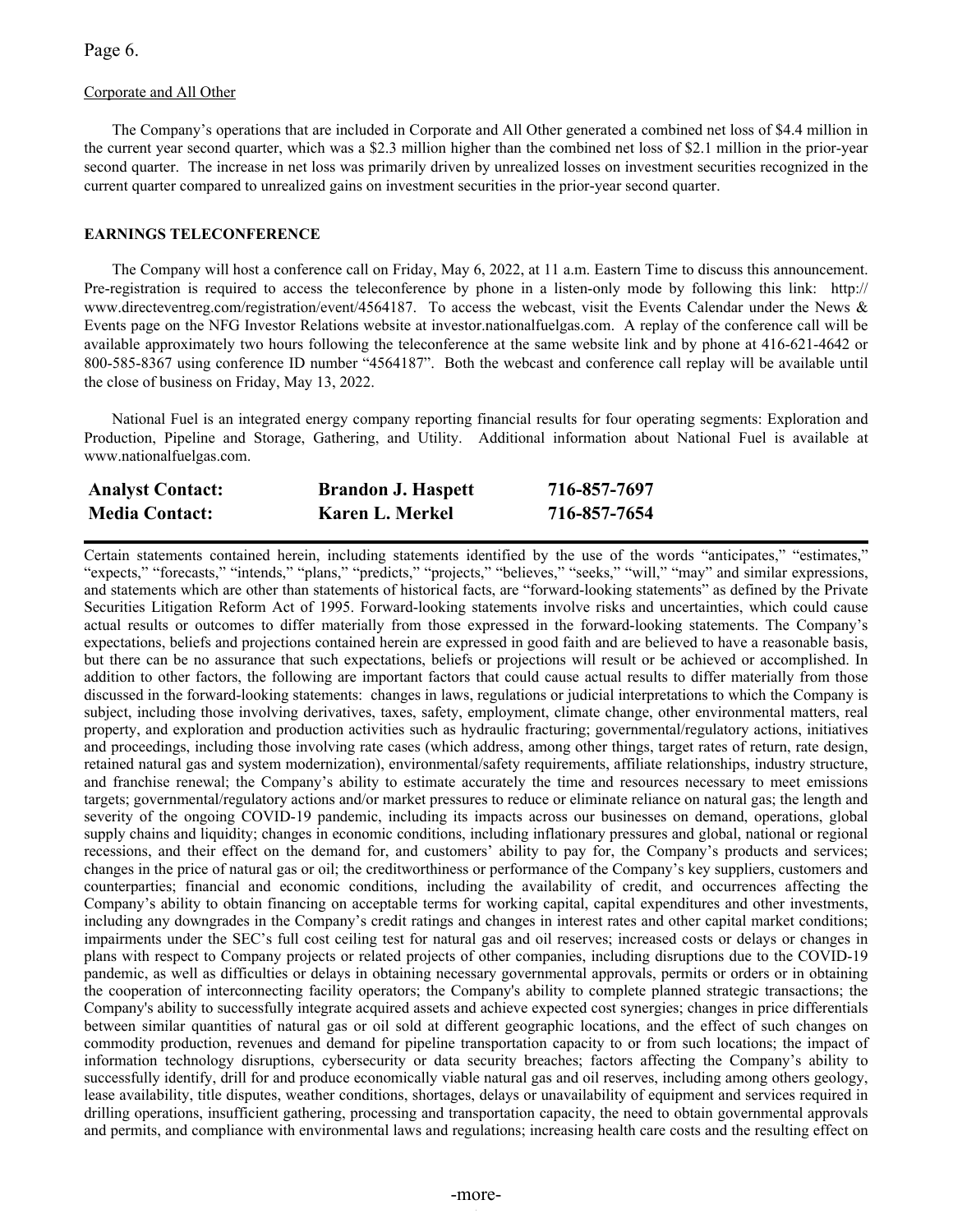Corporate and All Other

The Company's operations that are included in Corporate and All Other generated a combined net loss of $4.4 million in the current year second quarter, which was a $2.3 million higher than the combined net loss of $2.1 million in the prior-year second quarter. The increase in net loss was primarily driven by unrealized losses on investment securities recognized in the current quarter compared to unrealized gains on investment securities in the prior-year second quarter.

**EARNINGS TELECONFERENCE**

The Company will host a conference call on Friday, May 6, 2022, at 11 a.m. Eastern Time to discuss this announcement. Pre-registration is required to access the teleconference by phone in a listen-only mode by following this link: http://www.directeventreg.com/registration/event/4564187. To access the webcast, visit the Events Calendar under the News & Events page on the NFG Investor Relations website at investor.nationalfuelgas.com. A replay of the conference call will be available approximately two hours following the teleconference at the same website link and by phone at 416-621-4642 or 800-585-8367 using conference ID number "4564187". Both the webcast and conference call replay will be available until the close of business on Friday, May 13, 2022.

National Fuel is an integrated energy company reporting financial results for four operating segments: Exploration and Production, Pipeline and Storage, Gathering, and Utility. Additional information about National Fuel is available at www.nationalfuelgas.com.

| | | |
|---|---|---|
| **Analyst Contact:** | **Brandon J. Haspett** | **716-857-7697** |
| **Media Contact:** | **Karen L. Merkel** | **716-857-7654** |

---

Certain statements contained herein, including statements identified by the use of the words "anticipates," "estimates," "expects," "forecasts," "intends," "plans," "predicts," "projects," "believes," "seeks," "will," "may" and similar expressions, and statements which are other than statements of historical facts, are "forward-looking statements" as defined by the Private Securities Litigation Reform Act of 1995. Forward-looking statements involve risks and uncertainties, which could cause actual results or outcomes to differ materially from those expressed in the forward-looking statements. The Company's expectations, beliefs and projections contained herein are expressed in good faith and are believed to have a reasonable basis, but there can be no assurance that such expectations, beliefs or projections will result or be achieved or accomplished. In addition to other factors, the following are important factors that could cause actual results to differ materially from those discussed in the forward-looking statements: changes in laws, regulations or judicial interpretations to which the Company is subject, including those involving derivatives, taxes, safety, employment, climate change, other environmental matters, real property, and exploration and production activities such as hydraulic fracturing; governmental/regulatory actions, initiatives and proceedings, including those involving rate cases (which address, among other things, target rates of return, rate design, retained natural gas and system modernization), environmental/safety requirements, affiliate relationships, industry structure, and franchise renewal; the Company's ability to estimate accurately the time and resources necessary to meet emissions targets; governmental/regulatory actions and/or market pressures to reduce or eliminate reliance on natural gas; the length and severity of the ongoing COVID-19 pandemic, including its impacts across our businesses on demand, operations, global supply chains and liquidity; changes in economic conditions, including inflationary pressures and global, national or regional recessions, and their effect on the demand for, and customers' ability to pay for, the Company's products and services; changes in the price of natural gas or oil; the creditworthiness or performance of the Company's key suppliers, customers and counterparties; financial and economic conditions, including the availability of credit, and occurrences affecting the Company's ability to obtain financing on acceptable terms for working capital, capital expenditures and other investments, including any downgrades in the Company's credit ratings and changes in interest rates and other capital market conditions; impairments under the SEC's full cost ceiling test for natural gas and oil reserves; increased costs or delays or changes in plans with respect to Company projects or related projects of other companies, including disruptions due to the COVID-19 pandemic, as well as difficulties or delays in obtaining necessary governmental approvals, permits or orders or in obtaining the cooperation of interconnecting facility operators; the Company's ability to complete planned strategic transactions; the Company's ability to successfully integrate acquired assets and achieve expected cost synergies; changes in price differentials between similar quantities of natural gas or oil sold at different geographic locations, and the effect of such changes on commodity production, revenues and demand for pipeline transportation capacity to or from such locations; the impact of information technology disruptions, cybersecurity or data security breaches; factors affecting the Company's ability to successfully identify, drill for and produce economically viable natural gas and oil reserves, including among others geology, lease availability, title disputes, weather conditions, shortages, delays or unavailability of equipment and services required in drilling operations, insufficient gathering, processing and transportation capacity, the need to obtain governmental approvals and permits, and compliance with environmental laws and regulations; increasing health care costs and the resulting effect on

-more-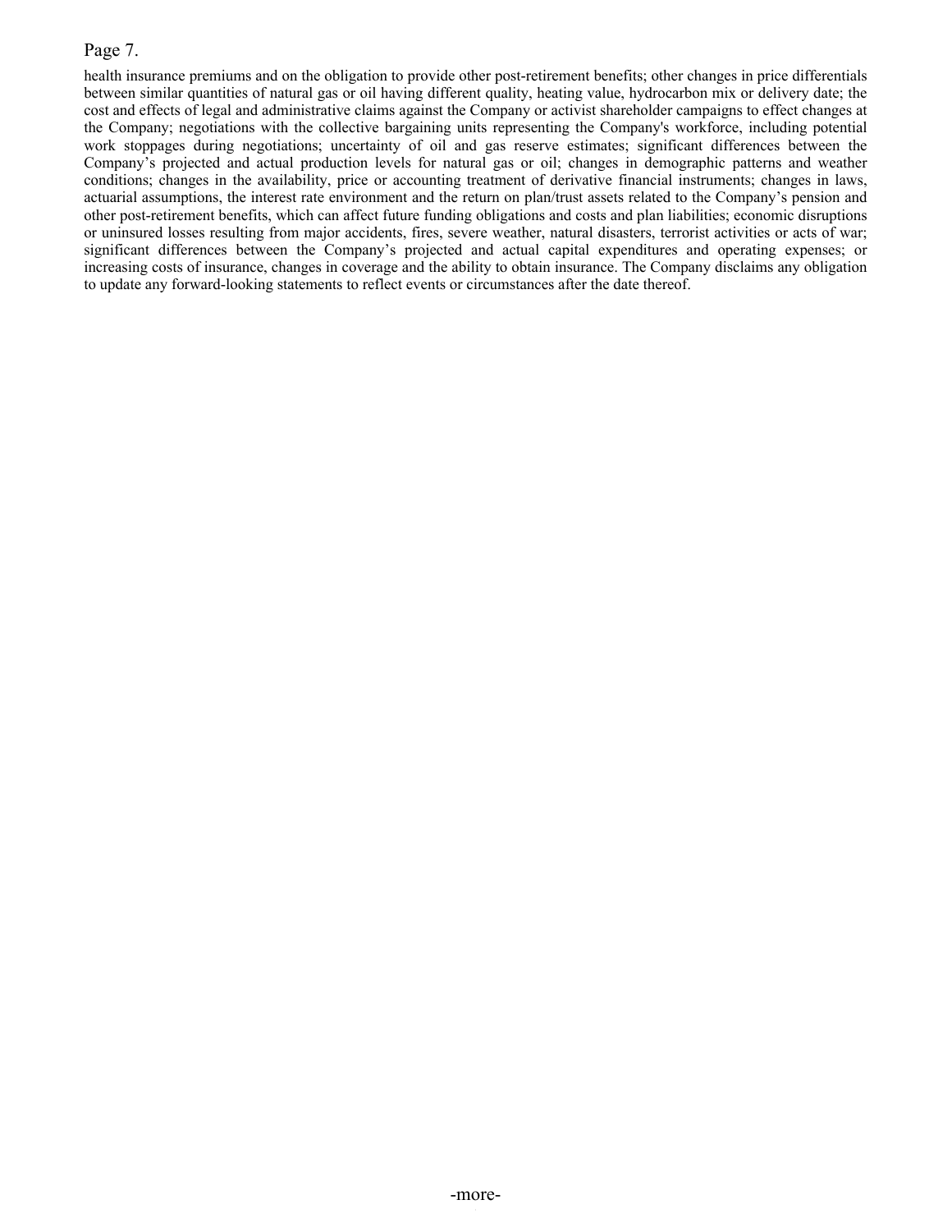health insurance premiums and on the obligation to provide other post-retirement benefits; other changes in price differentials between similar quantities of natural gas or oil having different quality, heating value, hydrocarbon mix or delivery date; the cost and effects of legal and administrative claims against the Company or activist shareholder campaigns to effect changes at the Company; negotiations with the collective bargaining units representing the Company's workforce, including potential work stoppages during negotiations; uncertainty of oil and gas reserve estimates; significant differences between the Company's projected and actual production levels for natural gas or oil; changes in demographic patterns and weather conditions; changes in the availability, price or accounting treatment of derivative financial instruments; changes in laws, actuarial assumptions, the interest rate environment and the return on plan/trust assets related to the Company's pension and other post-retirement benefits, which can affect future funding obligations and costs and plan liabilities; economic disruptions or uninsured losses resulting from major accidents, fires, severe weather, natural disasters, terrorist activities or acts of war; significant differences between the Company's projected and actual capital expenditures and operating expenses; or increasing costs of insurance, changes in coverage and the ability to obtain insurance. The Company disclaims any obligation to update any forward-looking statements to reflect events or circumstances after the date thereof.

-more-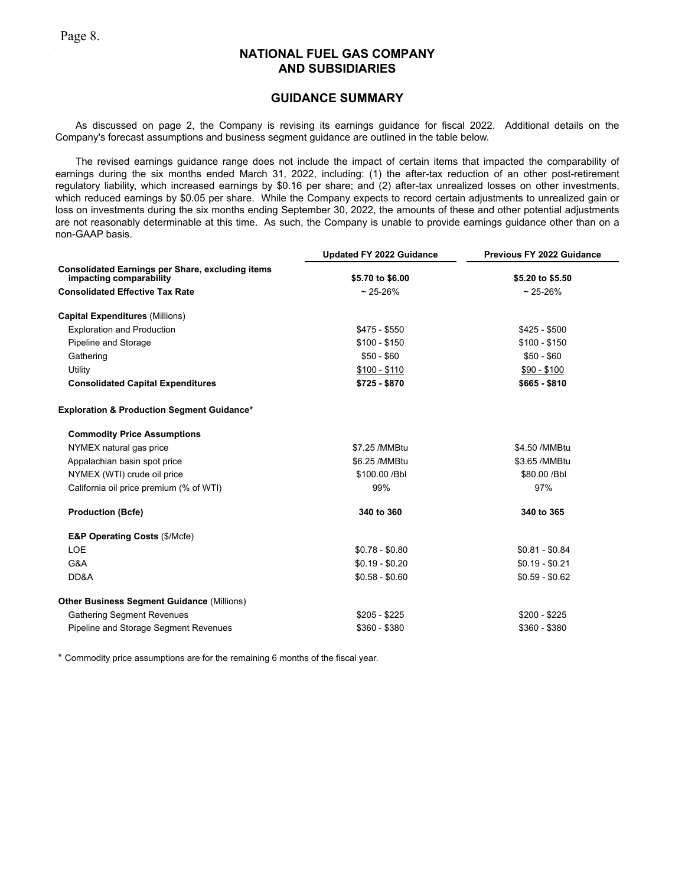# NATIONAL FUEL GAS COMPANY
# AND SUBSIDIARIES

## GUIDANCE SUMMARY

As discussed on page 2, the Company is revising its earnings guidance for fiscal 2022. Additional details on the Company's forecast assumptions and business segment guidance are outlined in the table below.

The revised earnings guidance range does not include the impact of certain items that impacted the comparability of earnings during the six months ended March 31, 2022, including: (1) the after-tax reduction of an other post-retirement regulatory liability, which increased earnings by $0.16 per share; and (2) after-tax unrealized losses on other investments, which reduced earnings by $0.05 per share. While the Company expects to record certain adjustments to unrealized gain or loss on investments during the six months ending September 30, 2022, the amounts of these and other potential adjustments are not reasonably determinable at this time. As such, the Company is unable to provide earnings guidance other than on a non-GAAP basis.

| | Updated FY 2022 Guidance | Previous FY 2022 Guidance |
|---|---|---|
| **Consolidated Earnings per Share, excluding items impacting comparability** | **$5.70 to $6.00** | **$5.20 to $5.50** |
| **Consolidated Effective Tax Rate** | ~ 25-26% | ~ 25-26% |
| | | |
| **Capital Expenditures** (Millions) | | |
| Exploration and Production | $475 - $550 | $425 - $500 |
| Pipeline and Storage | $100 - $150 | $100 - $150 |
| Gathering | $50 - $60 | $50 - $60 |
| Utility | $100 - $110 | $90 - $100 |
| **Consolidated Capital Expenditures** | **$725 - $870** | **$665 - $810** |
| | | |
| **Exploration & Production Segment Guidance*** | | |
| | | |
| **Commodity Price Assumptions** | | |
| NYMEX natural gas price | $7.25 /MMBtu | $4.50 /MMBtu |
| Appalachian basin spot price | $6.25 /MMBtu | $3.65 /MMBtu |
| NYMEX (WTI) crude oil price | $100.00 /Bbl | $80.00 /Bbl |
| California oil price premium (% of WTI) | 99% | 97% |
| | | |
| **Production (Bcfe)** | **340 to 360** | **340 to 365** |
| | | |
| **E&P Operating Costs** ($/Mcfe) | | |
| LOE | $0.78 - $0.80 | $0.81 - $0.84 |
| G&A | $0.19 - $0.20 | $0.19 - $0.21 |
| DD&A | $0.58 - $0.60 | $0.59 - $0.62 |
| | | |
| **Other Business Segment Guidance** (Millions) | | |
| Gathering Segment Revenues | $205 - $225 | $200 - $225 |
| Pipeline and Storage Segment Revenues | $360 - $380 | $360 - $380 |

* Commodity price assumptions are for the remaining 6 months of the fiscal year.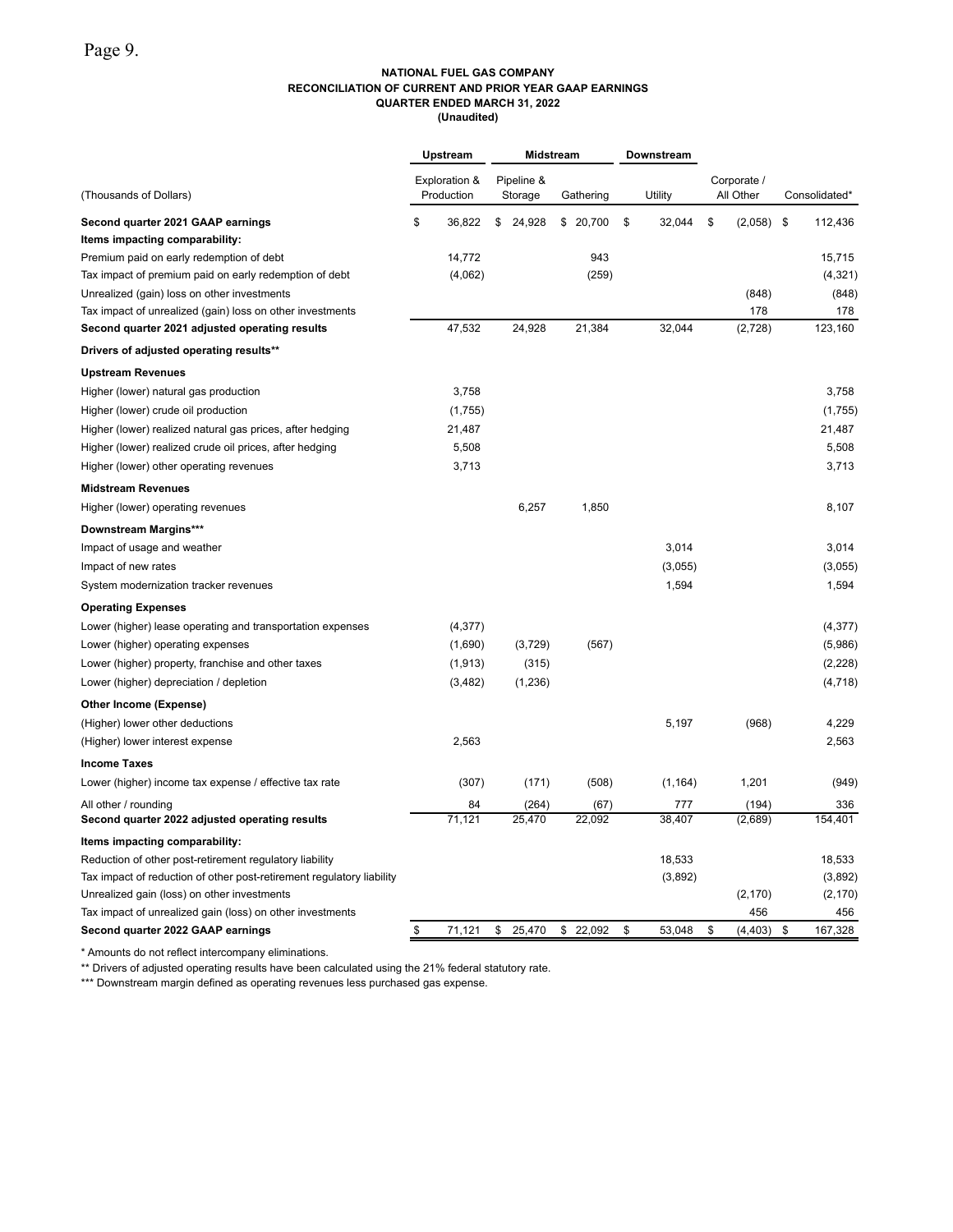**NATIONAL FUEL GAS COMPANY**
**RECONCILIATION OF CURRENT AND PRIOR YEAR GAAP EARNINGS**
**QUARTER ENDED MARCH 31, 2022**
**(Unaudited)**

| | Upstream | Midstream | | Downstream | | |
|---|---|---|---|---|---|---|
| (Thousands of Dollars) | Exploration & Production | Pipeline & Storage | Gathering | Utility | Corporate / All Other | Consolidated* |
| **Second quarter 2021 GAAP earnings** | $ 36,822 | $ 24,928 | $ 20,700 | $ 32,044 | $ (2,058) | $ 112,436 |
| **Items impacting comparability:** | | | | | | |
| Premium paid on early redemption of debt | 14,772 | | 943 | | | 15,715 |
| Tax impact of premium paid on early redemption of debt | (4,062) | | (259) | | | (4,321) |
| Unrealized (gain) loss on other investments | | | | | (848) | (848) |
| Tax impact of unrealized (gain) loss on other investments | | | | | 178 | 178 |
| **Second quarter 2021 adjusted operating results** | 47,532 | 24,928 | 21,384 | 32,044 | (2,728) | 123,160 |
| **Drivers of adjusted operating results**** | | | | | | |
| **Upstream Revenues** | | | | | | |
| Higher (lower) natural gas production | 3,758 | | | | | 3,758 |
| Higher (lower) crude oil production | (1,755) | | | | | (1,755) |
| Higher (lower) realized natural gas prices, after hedging | 21,487 | | | | | 21,487 |
| Higher (lower) realized crude oil prices, after hedging | 5,508 | | | | | 5,508 |
| Higher (lower) other operating revenues | 3,713 | | | | | 3,713 |
| **Midstream Revenues** | | | | | | |
| Higher (lower) operating revenues | | 6,257 | 1,850 | | | 8,107 |
| **Downstream Margins***** | | | | | | |
| Impact of usage and weather | | | | 3,014 | | 3,014 |
| Impact of new rates | | | | (3,055) | | (3,055) |
| System modernization tracker revenues | | | | 1,594 | | 1,594 |
| **Operating Expenses** | | | | | | |
| Lower (higher) lease operating and transportation expenses | (4,377) | | | | | (4,377) |
| Lower (higher) operating expenses | (1,690) | (3,729) | (567) | | | (5,986) |
| Lower (higher) property, franchise and other taxes | (1,913) | (315) | | | | (2,228) |
| Lower (higher) depreciation / depletion | (3,482) | (1,236) | | | | (4,718) |
| **Other Income (Expense)** | | | | | | |
| (Higher) lower other deductions | | | | 5,197 | (968) | 4,229 |
| (Higher) lower interest expense | 2,563 | | | | | 2,563 |
| **Income Taxes** | | | | | | |
| Lower (higher) income tax expense / effective tax rate | (307) | (171) | (508) | (1,164) | 1,201 | (949) |
| All other / rounding | 84 | (264) | (67) | 777 | (194) | 336 |
| **Second quarter 2022 adjusted operating results** | 71,121 | 25,470 | 22,092 | 38,407 | (2,689) | 154,401 |
| **Items impacting comparability:** | | | | | | |
| Reduction of other post-retirement regulatory liability | | | | 18,533 | | 18,533 |
| Tax impact of reduction of other post-retirement regulatory liability | | | | (3,892) | | (3,892) |
| Unrealized gain (loss) on other investments | | | | | (2,170) | (2,170) |
| Tax impact of unrealized gain (loss) on other investments | | | | | 456 | 456 |
| **Second quarter 2022 GAAP earnings** | $ 71,121 | $ 25,470 | $ 22,092 | $ 53,048 | $ (4,403) | $ 167,328 |

\* Amounts do not reflect intercompany eliminations.

** Drivers of adjusted operating results have been calculated using the 21% federal statutory rate.

*** Downstream margin defined as operating revenues less purchased gas expense.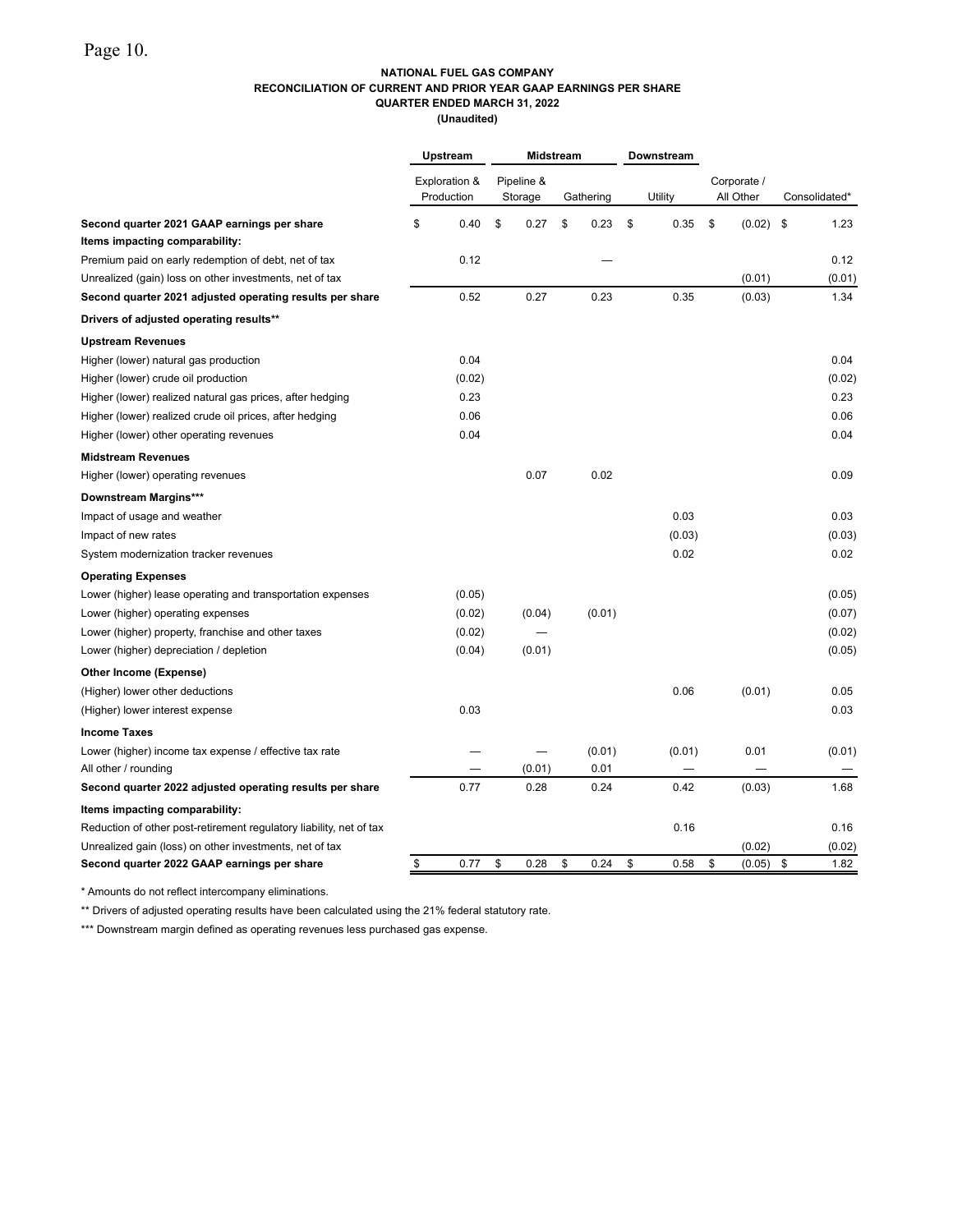**NATIONAL FUEL GAS COMPANY**
**RECONCILIATION OF CURRENT AND PRIOR YEAR GAAP EARNINGS PER SHARE**
**QUARTER ENDED MARCH 31, 2022**
**(Unaudited)**

| | Upstream | Midstream | | Downstream | | |
|---|---|---|---|---|---|---|
| | Exploration & Production | Pipeline & Storage | Gathering | Utility | Corporate / All Other | Consolidated* |
| **Second quarter 2021 GAAP earnings per share** | $ 0.40 | $ 0.27 | $ 0.23 | $ 0.35 | $ (0.02) | $ 1.23 |
| **Items impacting comparability:** | | | | | | |
| Premium paid on early redemption of debt, net of tax | 0.12 | | — | | | 0.12 |
| Unrealized (gain) loss on other investments, net of tax | | | | | (0.01) | (0.01) |
| **Second quarter 2021 adjusted operating results per share** | 0.52 | 0.27 | 0.23 | 0.35 | (0.03) | 1.34 |
| **Drivers of adjusted operating results\*\*** | | | | | | |
| **Upstream Revenues** | | | | | | |
| Higher (lower) natural gas production | 0.04 | | | | | 0.04 |
| Higher (lower) crude oil production | (0.02) | | | | | (0.02) |
| Higher (lower) realized natural gas prices, after hedging | 0.23 | | | | | 0.23 |
| Higher (lower) realized crude oil prices, after hedging | 0.06 | | | | | 0.06 |
| Higher (lower) other operating revenues | 0.04 | | | | | 0.04 |
| **Midstream Revenues** | | | | | | |
| Higher (lower) operating revenues | | 0.07 | 0.02 | | | 0.09 |
| **Downstream Margins\*\*\*** | | | | | | |
| Impact of usage and weather | | | | 0.03 | | 0.03 |
| Impact of new rates | | | | (0.03) | | (0.03) |
| System modernization tracker revenues | | | | 0.02 | | 0.02 |
| **Operating Expenses** | | | | | | |
| Lower (higher) lease operating and transportation expenses | (0.05) | | | | | (0.05) |
| Lower (higher) operating expenses | (0.02) | (0.04) | (0.01) | | | (0.07) |
| Lower (higher) property, franchise and other taxes | (0.02) | — | | | | (0.02) |
| Lower (higher) depreciation / depletion | (0.04) | (0.01) | | | | (0.05) |
| **Other Income (Expense)** | | | | | | |
| (Higher) lower other deductions | | | | 0.06 | (0.01) | 0.05 |
| (Higher) lower interest expense | 0.03 | | | | | 0.03 |
| **Income Taxes** | | | | | | |
| Lower (higher) income tax expense / effective tax rate | — | — | (0.01) | (0.01) | 0.01 | (0.01) |
| All other / rounding | — | (0.01) | 0.01 | — | — | — |
| **Second quarter 2022 adjusted operating results per share** | 0.77 | 0.28 | 0.24 | 0.42 | (0.03) | 1.68 |
| **Items impacting comparability:** | | | | | | |
| Reduction of other post-retirement regulatory liability, net of tax | | | | 0.16 | | 0.16 |
| Unrealized gain (loss) on other investments, net of tax | | | | | (0.02) | (0.02) |
| **Second quarter 2022 GAAP earnings per share** | $ 0.77 | $ 0.28 | $ 0.24 | $ 0.58 | $ (0.05) | $ 1.82 |

\* Amounts do not reflect intercompany eliminations.

\*\* Drivers of adjusted operating results have been calculated using the 21% federal statutory rate.

\*\*\* Downstream margin defined as operating revenues less purchased gas expense.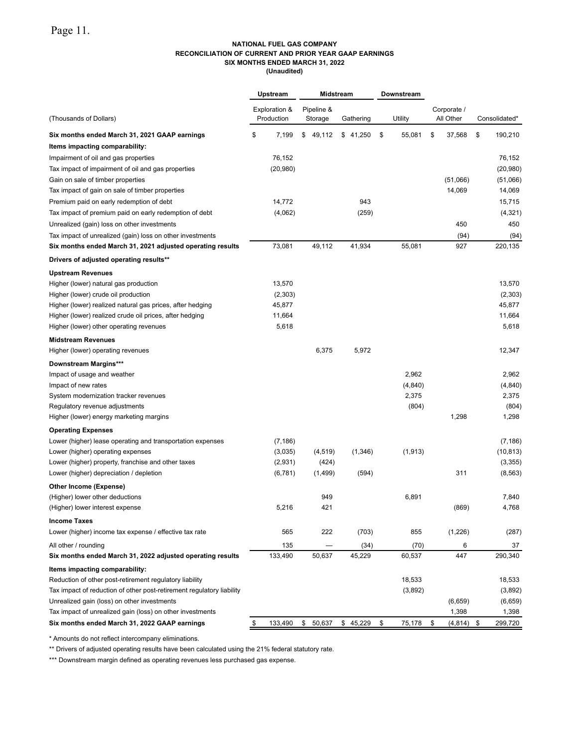**NATIONAL FUEL GAS COMPANY**
**RECONCILIATION OF CURRENT AND PRIOR YEAR GAAP EARNINGS**
**SIX MONTHS ENDED MARCH 31, 2022**
**(Unaudited)**

| | Upstream | Midstream | | Downstream | | |
|---|---|---|---|---|---|---|
| (Thousands of Dollars) | Exploration & Production | Pipeline & Storage | Gathering | Utility | Corporate / All Other | Consolidated* |
| **Six months ended March 31, 2021 GAAP earnings** | $ 7,199 | $ 49,112 | $ 41,250 | $ 55,081 | $ 37,568 | $ 190,210 |
| **Items impacting comparability:** | | | | | | |
| Impairment of oil and gas properties | 76,152 | | | | | 76,152 |
| Tax impact of impairment of oil and gas properties | (20,980) | | | | | (20,980) |
| Gain on sale of timber properties | | | | | (51,066) | (51,066) |
| Tax impact of gain on sale of timber properties | | | | | 14,069 | 14,069 |
| Premium paid on early redemption of debt | 14,772 | | 943 | | | 15,715 |
| Tax impact of premium paid on early redemption of debt | (4,062) | | (259) | | | (4,321) |
| Unrealized (gain) loss on other investments | | | | | 450 | 450 |
| Tax impact of unrealized (gain) loss on other investments | | | | | (94) | (94) |
| **Six months ended March 31, 2021 adjusted operating results** | 73,081 | 49,112 | 41,934 | 55,081 | 927 | 220,135 |
| **Drivers of adjusted operating results\*\*** | | | | | | |
| **Upstream Revenues** | | | | | | |
| Higher (lower) natural gas production | 13,570 | | | | | 13,570 |
| Higher (lower) crude oil production | (2,303) | | | | | (2,303) |
| Higher (lower) realized natural gas prices, after hedging | 45,877 | | | | | 45,877 |
| Higher (lower) realized crude oil prices, after hedging | 11,664 | | | | | 11,664 |
| Higher (lower) other operating revenues | 5,618 | | | | | 5,618 |
| **Midstream Revenues** | | | | | | |
| Higher (lower) operating revenues | | 6,375 | 5,972 | | | 12,347 |
| **Downstream Margins\*\*\*** | | | | | | |
| Impact of usage and weather | | | | 2,962 | | 2,962 |
| Impact of new rates | | | | (4,840) | | (4,840) |
| System modernization tracker revenues | | | | 2,375 | | 2,375 |
| Regulatory revenue adjustments | | | | (804) | | (804) |
| Higher (lower) energy marketing margins | | | | | 1,298 | 1,298 |
| **Operating Expenses** | | | | | | |
| Lower (higher) lease operating and transportation expenses | (7,186) | | | | | (7,186) |
| Lower (higher) operating expenses | (3,035) | (4,519) | (1,346) | (1,913) | | (10,813) |
| Lower (higher) property, franchise and other taxes | (2,931) | (424) | | | | (3,355) |
| Lower (higher) depreciation / depletion | (6,781) | (1,499) | (594) | | 311 | (8,563) |
| **Other Income (Expense)** | | | | | | |
| (Higher) lower other deductions | | 949 | | 6,891 | | 7,840 |
| (Higher) lower interest expense | 5,216 | 421 | | | (869) | 4,768 |
| **Income Taxes** | | | | | | |
| Lower (higher) income tax expense / effective tax rate | 565 | 222 | (703) | 855 | (1,226) | (287) |
| All other / rounding | 135 | — | (34) | (70) | 6 | 37 |
| **Six months ended March 31, 2022 adjusted operating results** | 133,490 | 50,637 | 45,229 | 60,537 | 447 | 290,340 |
| **Items impacting comparability:** | | | | | | |
| Reduction of other post-retirement regulatory liability | | | | 18,533 | | 18,533 |
| Tax impact of reduction of other post-retirement regulatory liability | | | | (3,892) | | (3,892) |
| Unrealized gain (loss) on other investments | | | | | (6,659) | (6,659) |
| Tax impact of unrealized gain (loss) on other investments | | | | | 1,398 | 1,398 |
| **Six months ended March 31, 2022 GAAP earnings** | $ 133,490 | $ 50,637 | $ 45,229 | $ 75,178 | $ (4,814) | $ 299,720 |

\* Amounts do not reflect intercompany eliminations.

\*\* Drivers of adjusted operating results have been calculated using the 21% federal statutory rate.

\*\*\* Downstream margin defined as operating revenues less purchased gas expense.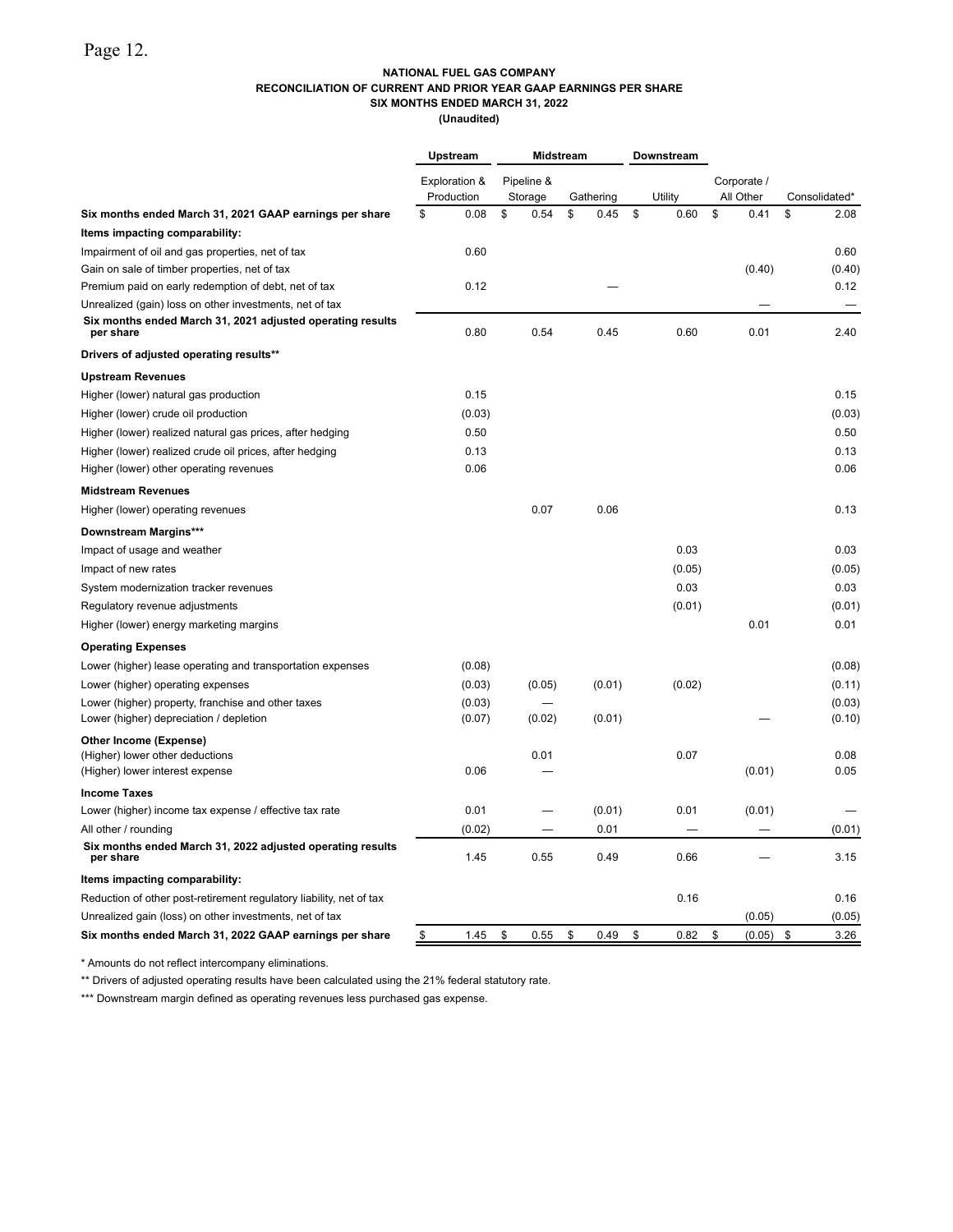**NATIONAL FUEL GAS COMPANY**
**RECONCILIATION OF CURRENT AND PRIOR YEAR GAAP EARNINGS PER SHARE**
**SIX MONTHS ENDED MARCH 31, 2022**
**(Unaudited)**

| | Upstream | Midstream | | Downstream | | |
|---|---|---|---|---|---|---|
| | Exploration & Production | Pipeline & Storage | Gathering | Utility | Corporate / All Other | Consolidated* |
| **Six months ended March 31, 2021 GAAP earnings per share** | $ 0.08 | $ 0.54 | $ 0.45 | $ 0.60 | $ 0.41 | $ 2.08 |
| **Items impacting comparability:** | | | | | | |
| Impairment of oil and gas properties, net of tax | 0.60 | | | | | 0.60 |
| Gain on sale of timber properties, net of tax | | | | | (0.40) | (0.40) |
| Premium paid on early redemption of debt, net of tax | 0.12 | | — | | | 0.12 |
| Unrealized (gain) loss on other investments, net of tax | | | | | — | — |
| **Six months ended March 31, 2021 adjusted operating results per share** | 0.80 | 0.54 | 0.45 | 0.60 | 0.01 | 2.40 |
| **Drivers of adjusted operating results**** | | | | | | |
| **Upstream Revenues** | | | | | | |
| Higher (lower) natural gas production | 0.15 | | | | | 0.15 |
| Higher (lower) crude oil production | (0.03) | | | | | (0.03) |
| Higher (lower) realized natural gas prices, after hedging | 0.50 | | | | | 0.50 |
| Higher (lower) realized crude oil prices, after hedging | 0.13 | | | | | 0.13 |
| Higher (lower) other operating revenues | 0.06 | | | | | 0.06 |
| **Midstream Revenues** | | | | | | |
| Higher (lower) operating revenues | | 0.07 | 0.06 | | | 0.13 |
| **Downstream Margins***** | | | | | | |
| Impact of usage and weather | | | | 0.03 | | 0.03 |
| Impact of new rates | | | | (0.05) | | (0.05) |
| System modernization tracker revenues | | | | 0.03 | | 0.03 |
| Regulatory revenue adjustments | | | | (0.01) | | (0.01) |
| Higher (lower) energy marketing margins | | | | | 0.01 | 0.01 |
| **Operating Expenses** | | | | | | |
| Lower (higher) lease operating and transportation expenses | (0.08) | | | | | (0.08) |
| Lower (higher) operating expenses | (0.03) | (0.05) | (0.01) | (0.02) | | (0.11) |
| Lower (higher) property, franchise and other taxes | (0.03) | — | | | | (0.03) |
| Lower (higher) depreciation / depletion | (0.07) | (0.02) | (0.01) | | — | (0.10) |
| **Other Income (Expense)** | | | | | | |
| (Higher) lower other deductions | | 0.01 | | 0.07 | | 0.08 |
| (Higher) lower interest expense | 0.06 | — | | | (0.01) | 0.05 |
| **Income Taxes** | | | | | | |
| Lower (higher) income tax expense / effective tax rate | 0.01 | — | (0.01) | 0.01 | (0.01) | — |
| All other / rounding | (0.02) | — | 0.01 | — | — | (0.01) |
| **Six months ended March 31, 2022 adjusted operating results per share** | 1.45 | 0.55 | 0.49 | 0.66 | — | 3.15 |
| **Items impacting comparability:** | | | | | | |
| Reduction of other post-retirement regulatory liability, net of tax | | | | 0.16 | | 0.16 |
| Unrealized gain (loss) on other investments, net of tax | | | | | (0.05) | (0.05) |
| **Six months ended March 31, 2022 GAAP earnings per share** | $ 1.45 | $ 0.55 | $ 0.49 | $ 0.82 | $ (0.05) | $ 3.26 |

* Amounts do not reflect intercompany eliminations.

** Drivers of adjusted operating results have been calculated using the 21% federal statutory rate.

*** Downstream margin defined as operating revenues less purchased gas expense.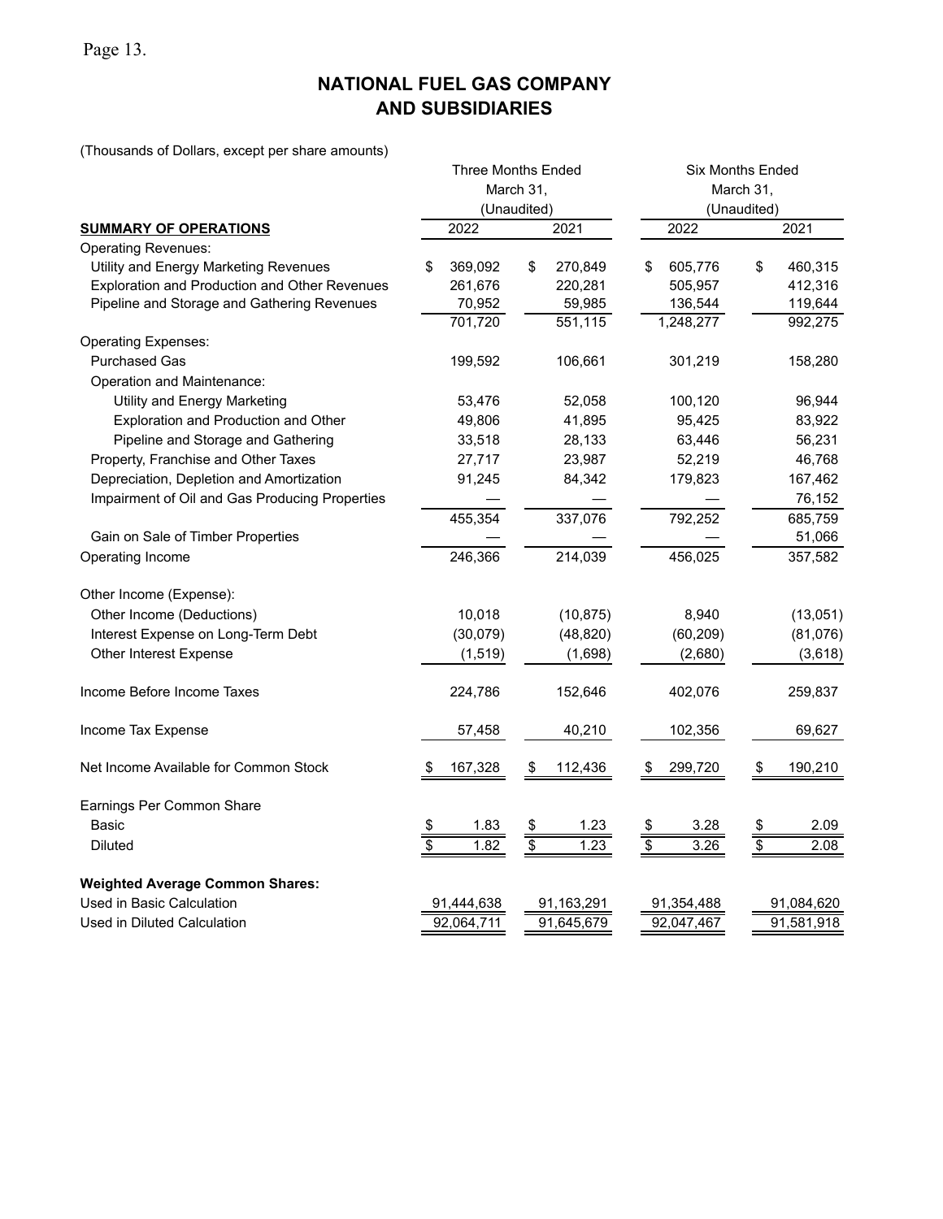# NATIONAL FUEL GAS COMPANY AND SUBSIDIARIES

(Thousands of Dollars, except per share amounts)

| | Three Months Ended March 31, (Unaudited) | | Six Months Ended March 31, (Unaudited) | |
|---|---|---|---|---|
| **SUMMARY OF OPERATIONS** | 2022 | 2021 | 2022 | 2021 |
| Operating Revenues: | | | | |
| Utility and Energy Marketing Revenues | $ 369,092 | $ 270,849 | $ 605,776 | $ 460,315 |
| Exploration and Production and Other Revenues | 261,676 | 220,281 | 505,957 | 412,316 |
| Pipeline and Storage and Gathering Revenues | 70,952 | 59,985 | 136,544 | 119,644 |
| | 701,720 | 551,115 | 1,248,277 | 992,275 |
| Operating Expenses: | | | | |
| Purchased Gas | 199,592 | 106,661 | 301,219 | 158,280 |
| Operation and Maintenance: | | | | |
| Utility and Energy Marketing | 53,476 | 52,058 | 100,120 | 96,944 |
| Exploration and Production and Other | 49,806 | 41,895 | 95,425 | 83,922 |
| Pipeline and Storage and Gathering | 33,518 | 28,133 | 63,446 | 56,231 |
| Property, Franchise and Other Taxes | 27,717 | 23,987 | 52,219 | 46,768 |
| Depreciation, Depletion and Amortization | 91,245 | 84,342 | 179,823 | 167,462 |
| Impairment of Oil and Gas Producing Properties | — | — | — | 76,152 |
| | 455,354 | 337,076 | 792,252 | 685,759 |
| Gain on Sale of Timber Properties | — | — | — | 51,066 |
| Operating Income | 246,366 | 214,039 | 456,025 | 357,582 |
| Other Income (Expense): | | | | |
| Other Income (Deductions) | 10,018 | (10,875) | 8,940 | (13,051) |
| Interest Expense on Long-Term Debt | (30,079) | (48,820) | (60,209) | (81,076) |
| Other Interest Expense | (1,519) | (1,698) | (2,680) | (3,618) |
| Income Before Income Taxes | 224,786 | 152,646 | 402,076 | 259,837 |
| Income Tax Expense | 57,458 | 40,210 | 102,356 | 69,627 |
| Net Income Available for Common Stock | $ 167,328 | $ 112,436 | $ 299,720 | $ 190,210 |
| Earnings Per Common Share | | | | |
| Basic | $ 1.83 | $ 1.23 | $ 3.28 | $ 2.09 |
| Diluted | $ 1.82 | $ 1.23 | $ 3.26 | $ 2.08 |
| **Weighted Average Common Shares:** | | | | |
| Used in Basic Calculation | 91,444,638 | 91,163,291 | 91,354,488 | 91,084,620 |
| Used in Diluted Calculation | 92,064,711 | 91,645,679 | 92,047,467 | 91,581,918 |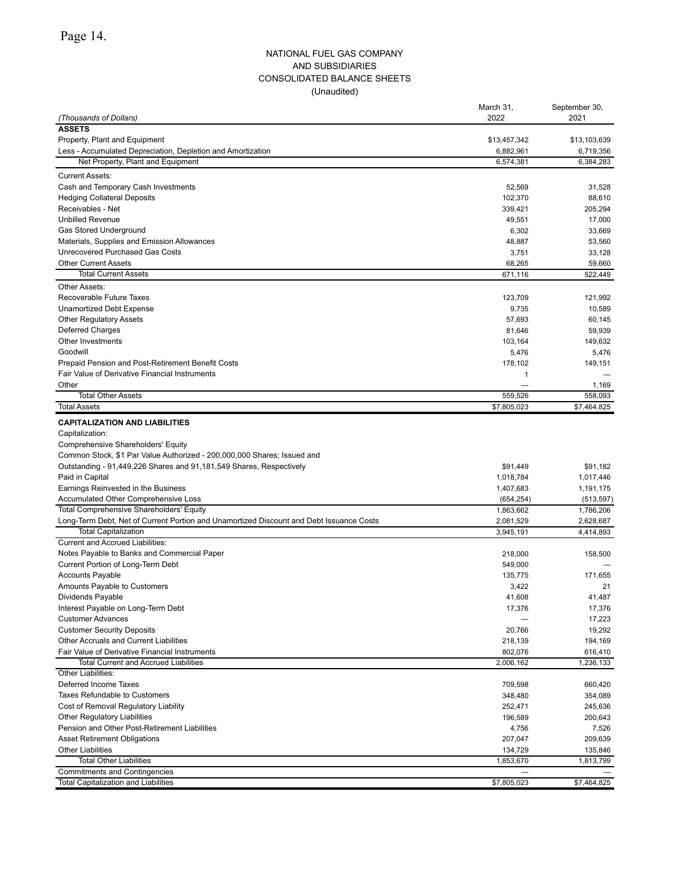# NATIONAL FUEL GAS COMPANY
## AND SUBSIDIARIES
## CONSOLIDATED BALANCE SHEETS
### (Unaudited)

| *(Thousands of Dollars)* | March 31, 2022 | September 30, 2021 |
|---|---|---|
| **ASSETS** | | |
| Property, Plant and Equipment | $13,457,342 | $13,103,639 |
| Less - Accumulated Depreciation, Depletion and Amortization | 6,882,961 | 6,719,356 |
| Net Property, Plant and Equipment | 6,574,381 | 6,384,283 |
| Current Assets: | | |
| Cash and Temporary Cash Investments | 52,569 | 31,528 |
| Hedging Collateral Deposits | 102,370 | 88,610 |
| Receivables - Net | 339,421 | 205,294 |
| Unbilled Revenue | 49,551 | 17,000 |
| Gas Stored Underground | 6,302 | 33,669 |
| Materials, Supplies and Emission Allowances | 48,887 | 53,560 |
| Unrecovered Purchased Gas Costs | 3,751 | 33,128 |
| Other Current Assets | 68,265 | 59,660 |
| Total Current Assets | 671,116 | 522,449 |
| Other Assets: | | |
| Recoverable Future Taxes | 123,709 | 121,992 |
| Unamortized Debt Expense | 9,735 | 10,589 |
| Other Regulatory Assets | 57,693 | 60,145 |
| Deferred Charges | 81,646 | 59,939 |
| Other Investments | 103,164 | 149,632 |
| Goodwill | 5,476 | 5,476 |
| Prepaid Pension and Post-Retirement Benefit Costs | 178,102 | 149,151 |
| Fair Value of Derivative Financial Instruments | 1 | — |
| Other | — | 1,169 |
| Total Other Assets | 559,526 | 558,093 |
| Total Assets | $7,805,023 | $7,464,825 |
| **CAPITALIZATION AND LIABILITIES** | | |
| Capitalization: | | |
| Comprehensive Shareholders' Equity | | |
| Common Stock, $1 Par Value Authorized - 200,000,000 Shares; Issued and Outstanding - 91,449,226 Shares and 91,181,549 Shares, Respectively | $91,449 | $91,182 |
| Paid in Capital | 1,018,784 | 1,017,446 |
| Earnings Reinvested in the Business | 1,407,683 | 1,191,175 |
| Accumulated Other Comprehensive Loss | (654,254) | (513,597) |
| Total Comprehensive Shareholders' Equity | 1,863,662 | 1,786,206 |
| Long-Term Debt, Net of Current Portion and Unamortized Discount and Debt Issuance Costs | 2,081,529 | 2,628,687 |
| Total Capitalization | 3,945,191 | 4,414,893 |
| Current and Accrued Liabilities: | | |
| Notes Payable to Banks and Commercial Paper | 218,000 | 158,500 |
| Current Portion of Long-Term Debt | 549,000 | — |
| Accounts Payable | 135,775 | 171,655 |
| Amounts Payable to Customers | 3,422 | 21 |
| Dividends Payable | 41,608 | 41,487 |
| Interest Payable on Long-Term Debt | 17,376 | 17,376 |
| Customer Advances | — | 17,223 |
| Customer Security Deposits | 20,766 | 19,292 |
| Other Accruals and Current Liabilities | 218,139 | 194,169 |
| Fair Value of Derivative Financial Instruments | 802,076 | 616,410 |
| Total Current and Accrued Liabilities | 2,006,162 | 1,236,133 |
| Other Liabilities: | | |
| Deferred Income Taxes | 709,598 | 660,420 |
| Taxes Refundable to Customers | 348,480 | 354,089 |
| Cost of Removal Regulatory Liability | 252,471 | 245,636 |
| Other Regulatory Liabilities | 196,589 | 200,643 |
| Pension and Other Post-Retirement Liabilities | 4,756 | 7,526 |
| Asset Retirement Obligations | 207,047 | 209,639 |
| Other Liabilities | 134,729 | 135,846 |
| Total Other Liabilities | 1,853,670 | 1,813,799 |
| Commitments and Contingencies | — | — |
| Total Capitalization and Liabilities | $7,805,023 | $7,464,825 |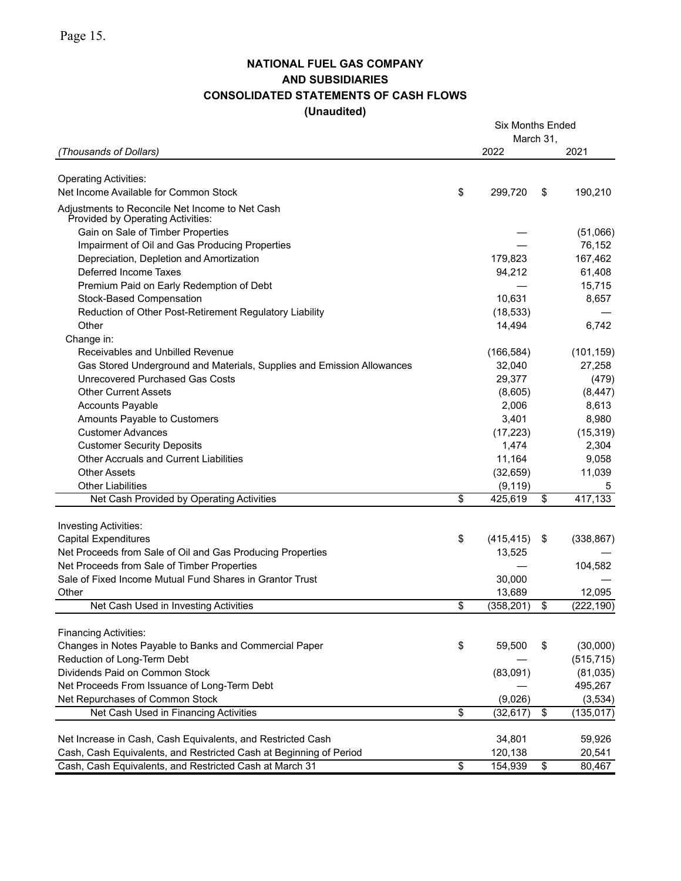## NATIONAL FUEL GAS COMPANY
## AND SUBSIDIARIES
## CONSOLIDATED STATEMENTS OF CASH FLOWS
## (Unaudited)

| *(Thousands of Dollars)* | Six Months Ended March 31, 2022 | 2021 |
|---|---|---|
| **Operating Activities:** | | |
| Net Income Available for Common Stock | $ 299,720 | $ 190,210 |
| Adjustments to Reconcile Net Income to Net Cash Provided by Operating Activities: | | |
| Gain on Sale of Timber Properties | — | (51,066) |
| Impairment of Oil and Gas Producing Properties | — | 76,152 |
| Depreciation, Depletion and Amortization | 179,823 | 167,462 |
| Deferred Income Taxes | 94,212 | 61,408 |
| Premium Paid on Early Redemption of Debt | — | 15,715 |
| Stock-Based Compensation | 10,631 | 8,657 |
| Reduction of Other Post-Retirement Regulatory Liability | (18,533) | — |
| Other | 14,494 | 6,742 |
| Change in: | | |
| Receivables and Unbilled Revenue | (166,584) | (101,159) |
| Gas Stored Underground and Materials, Supplies and Emission Allowances | 32,040 | 27,258 |
| Unrecovered Purchased Gas Costs | 29,377 | (479) |
| Other Current Assets | (8,605) | (8,447) |
| Accounts Payable | 2,006 | 8,613 |
| Amounts Payable to Customers | 3,401 | 8,980 |
| Customer Advances | (17,223) | (15,319) |
| Customer Security Deposits | 1,474 | 2,304 |
| Other Accruals and Current Liabilities | 11,164 | 9,058 |
| Other Assets | (32,659) | 11,039 |
| Other Liabilities | (9,119) | 5 |
| Net Cash Provided by Operating Activities | $ 425,619 | $ 417,133 |
| **Investing Activities:** | | |
| Capital Expenditures | $ (415,415) | $ (338,867) |
| Net Proceeds from Sale of Oil and Gas Producing Properties | 13,525 | — |
| Net Proceeds from Sale of Timber Properties | — | 104,582 |
| Sale of Fixed Income Mutual Fund Shares in Grantor Trust | 30,000 | — |
| Other | 13,689 | 12,095 |
| Net Cash Used in Investing Activities | $ (358,201) | $ (222,190) |
| **Financing Activities:** | | |
| Changes in Notes Payable to Banks and Commercial Paper | $ 59,500 | $ (30,000) |
| Reduction of Long-Term Debt | — | (515,715) |
| Dividends Paid on Common Stock | (83,091) | (81,035) |
| Net Proceeds From Issuance of Long-Term Debt | — | 495,267 |
| Net Repurchases of Common Stock | (9,026) | (3,534) |
| Net Cash Used in Financing Activities | $ (32,617) | $ (135,017) |
| Net Increase in Cash, Cash Equivalents, and Restricted Cash | 34,801 | 59,926 |
| Cash, Cash Equivalents, and Restricted Cash at Beginning of Period | 120,138 | 20,541 |
| Cash, Cash Equivalents, and Restricted Cash at March 31 | $ 154,939 | $ 80,467 |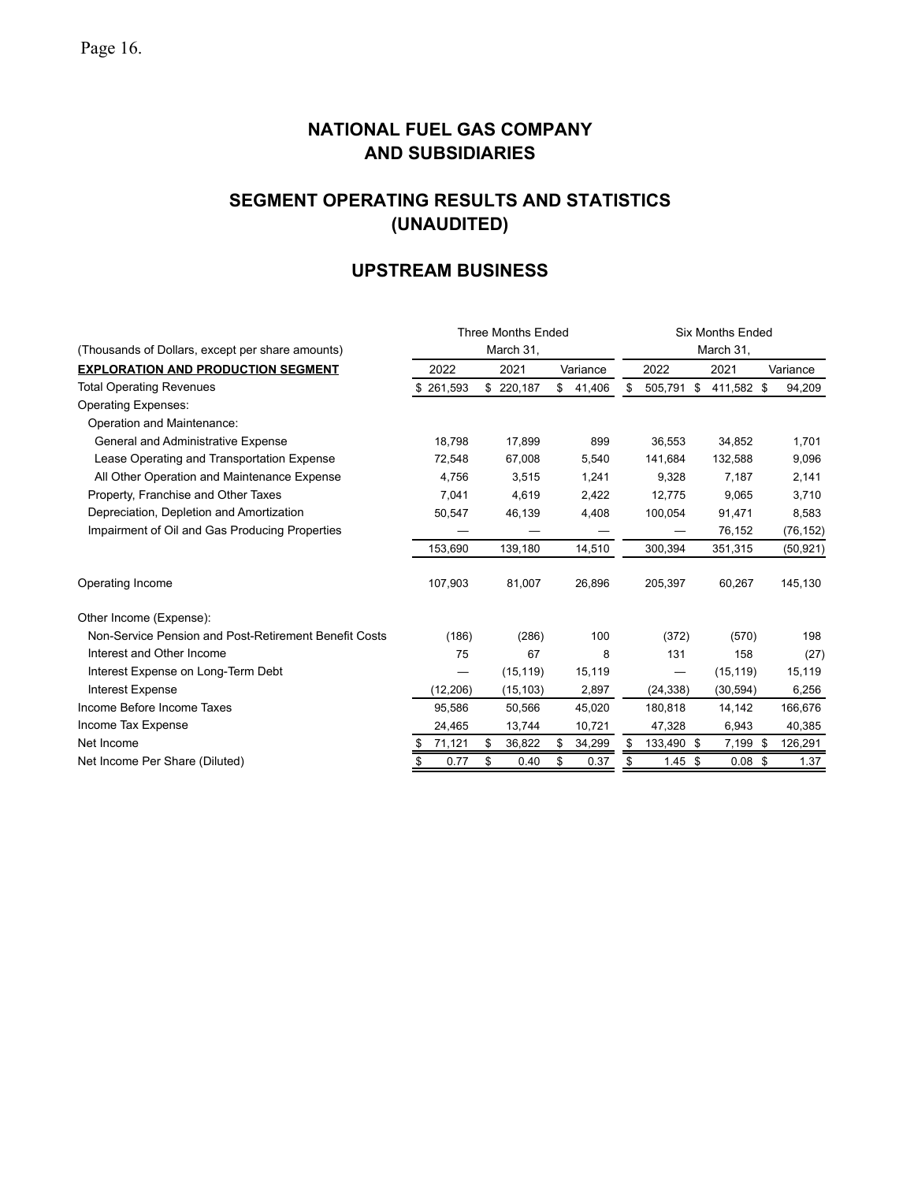# NATIONAL FUEL GAS COMPANY AND SUBSIDIARIES

## SEGMENT OPERATING RESULTS AND STATISTICS (UNAUDITED)

## UPSTREAM BUSINESS

| (Thousands of Dollars, except per share amounts) | Three Months Ended March 31, | | | Six Months Ended March 31, | | |
|---|---|---|---|---|---|---|
| **EXPLORATION AND PRODUCTION SEGMENT** | 2022 | 2021 | Variance | 2022 | 2021 | Variance |
| Total Operating Revenues | $ 261,593 | $ 220,187 | $ 41,406 | $ 505,791 | $ 411,582 | $ 94,209 |
| Operating Expenses: | | | | | | |
| Operation and Maintenance: | | | | | | |
| General and Administrative Expense | 18,798 | 17,899 | 899 | 36,553 | 34,852 | 1,701 |
| Lease Operating and Transportation Expense | 72,548 | 67,008 | 5,540 | 141,684 | 132,588 | 9,096 |
| All Other Operation and Maintenance Expense | 4,756 | 3,515 | 1,241 | 9,328 | 7,187 | 2,141 |
| Property, Franchise and Other Taxes | 7,041 | 4,619 | 2,422 | 12,775 | 9,065 | 3,710 |
| Depreciation, Depletion and Amortization | 50,547 | 46,139 | 4,408 | 100,054 | 91,471 | 8,583 |
| Impairment of Oil and Gas Producing Properties | — | — | — | — | 76,152 | (76,152) |
| | 153,690 | 139,180 | 14,510 | 300,394 | 351,315 | (50,921) |
| Operating Income | 107,903 | 81,007 | 26,896 | 205,397 | 60,267 | 145,130 |
| Other Income (Expense): | | | | | | |
| Non-Service Pension and Post-Retirement Benefit Costs | (186) | (286) | 100 | (372) | (570) | 198 |
| Interest and Other Income | 75 | 67 | 8 | 131 | 158 | (27) |
| Interest Expense on Long-Term Debt | — | (15,119) | 15,119 | — | (15,119) | 15,119 |
| Interest Expense | (12,206) | (15,103) | 2,897 | (24,338) | (30,594) | 6,256 |
| Income Before Income Taxes | 95,586 | 50,566 | 45,020 | 180,818 | 14,142 | 166,676 |
| Income Tax Expense | 24,465 | 13,744 | 10,721 | 47,328 | 6,943 | 40,385 |
| Net Income | $ 71,121 | $ 36,822 | $ 34,299 | $ 133,490 | $ 7,199 | $ 126,291 |
| Net Income Per Share (Diluted) | $ 0.77 | $ 0.40 | $ 0.37 | $ 1.45 | $ 0.08 | $ 1.37 |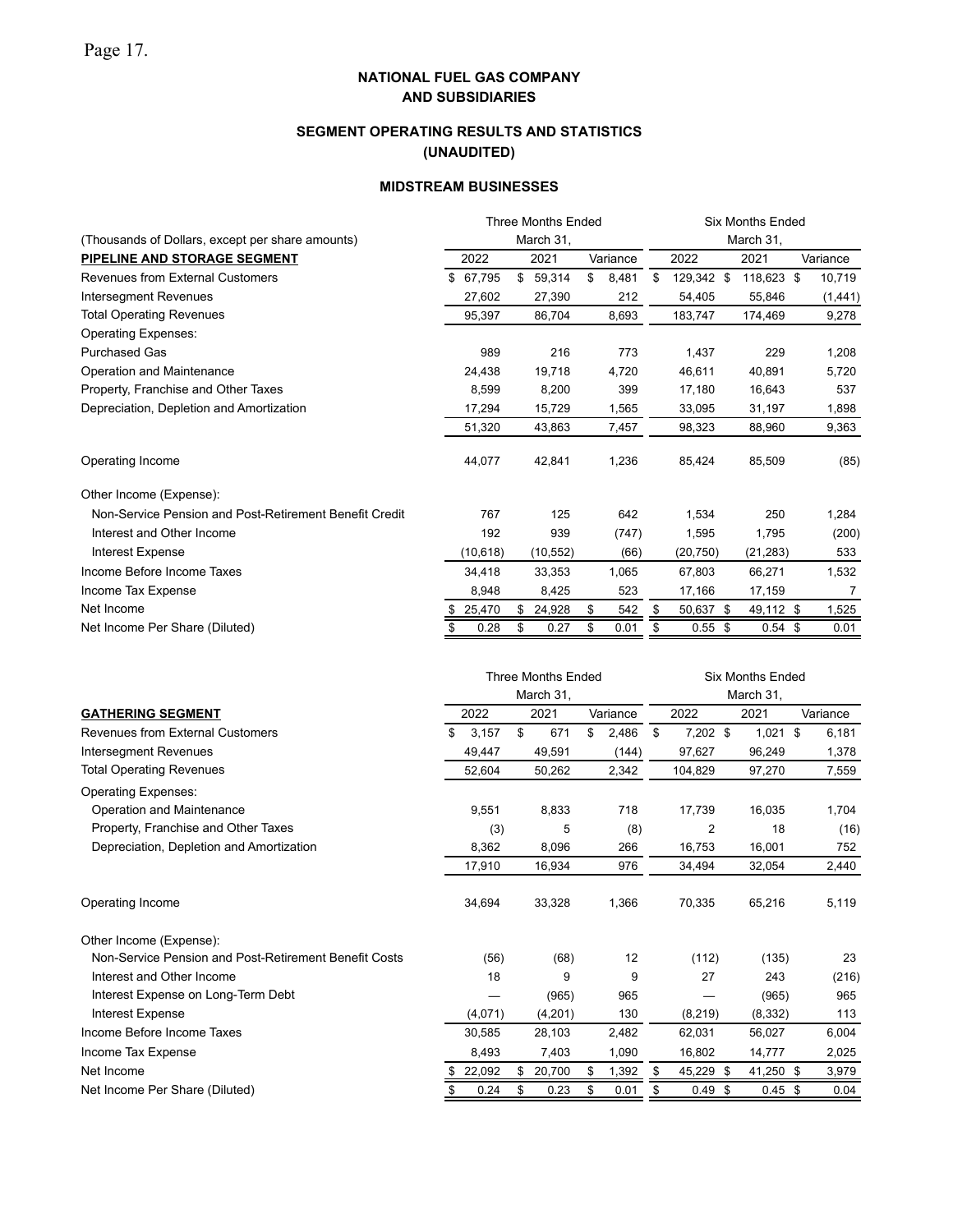# NATIONAL FUEL GAS COMPANY
# AND SUBSIDIARIES

## SEGMENT OPERATING RESULTS AND STATISTICS
## (UNAUDITED)

### MIDSTREAM BUSINESSES

| (Thousands of Dollars, except per share amounts) | Three Months Ended March 31, | | | Six Months Ended March 31, | | |
|---|---|---|---|---|---|---|
| **PIPELINE AND STORAGE SEGMENT** | 2022 | 2021 | Variance | 2022 | 2021 | Variance |
| Revenues from External Customers | $ 67,795 | $ 59,314 | $ 8,481 | $ 129,342 | $ 118,623 | $ 10,719 |
| Intersegment Revenues | 27,602 | 27,390 | 212 | 54,405 | 55,846 | (1,441) |
| Total Operating Revenues | 95,397 | 86,704 | 8,693 | 183,747 | 174,469 | 9,278 |
| Operating Expenses: | | | | | | |
| Purchased Gas | 989 | 216 | 773 | 1,437 | 229 | 1,208 |
| Operation and Maintenance | 24,438 | 19,718 | 4,720 | 46,611 | 40,891 | 5,720 |
| Property, Franchise and Other Taxes | 8,599 | 8,200 | 399 | 17,180 | 16,643 | 537 |
| Depreciation, Depletion and Amortization | 17,294 | 15,729 | 1,565 | 33,095 | 31,197 | 1,898 |
| | 51,320 | 43,863 | 7,457 | 98,323 | 88,960 | 9,363 |
| Operating Income | 44,077 | 42,841 | 1,236 | 85,424 | 85,509 | (85) |
| Other Income (Expense): | | | | | | |
| Non-Service Pension and Post-Retirement Benefit Credit | 767 | 125 | 642 | 1,534 | 250 | 1,284 |
| Interest and Other Income | 192 | 939 | (747) | 1,595 | 1,795 | (200) |
| Interest Expense | (10,618) | (10,552) | (66) | (20,750) | (21,283) | 533 |
| Income Before Income Taxes | 34,418 | 33,353 | 1,065 | 67,803 | 66,271 | 1,532 |
| Income Tax Expense | 8,948 | 8,425 | 523 | 17,166 | 17,159 | 7 |
| Net Income | $ 25,470 | $ 24,928 | $ 542 | $ 50,637 | $ 49,112 | $ 1,525 |
| Net Income Per Share (Diluted) | $ 0.28 | $ 0.27 | $ 0.01 | $ 0.55 | $ 0.54 | $ 0.01 |

| | Three Months Ended March 31, | | | Six Months Ended March 31, | | |
|---|---|---|---|---|---|---|
| **GATHERING SEGMENT** | 2022 | 2021 | Variance | 2022 | 2021 | Variance |
| Revenues from External Customers | $ 3,157 | $ 671 | $ 2,486 | $ 7,202 | $ 1,021 | $ 6,181 |
| Intersegment Revenues | 49,447 | 49,591 | (144) | 97,627 | 96,249 | 1,378 |
| Total Operating Revenues | 52,604 | 50,262 | 2,342 | 104,829 | 97,270 | 7,559 |
| Operating Expenses: | | | | | | |
| Operation and Maintenance | 9,551 | 8,833 | 718 | 17,739 | 16,035 | 1,704 |
| Property, Franchise and Other Taxes | (3) | 5 | (8) | 2 | 18 | (16) |
| Depreciation, Depletion and Amortization | 8,362 | 8,096 | 266 | 16,753 | 16,001 | 752 |
| | 17,910 | 16,934 | 976 | 34,494 | 32,054 | 2,440 |
| Operating Income | 34,694 | 33,328 | 1,366 | 70,335 | 65,216 | 5,119 |
| Other Income (Expense): | | | | | | |
| Non-Service Pension and Post-Retirement Benefit Costs | (56) | (68) | 12 | (112) | (135) | 23 |
| Interest and Other Income | 18 | 9 | 9 | 27 | 243 | (216) |
| Interest Expense on Long-Term Debt | — | (965) | 965 | — | (965) | 965 |
| Interest Expense | (4,071) | (4,201) | 130 | (8,219) | (8,332) | 113 |
| Income Before Income Taxes | 30,585 | 28,103 | 2,482 | 62,031 | 56,027 | 6,004 |
| Income Tax Expense | 8,493 | 7,403 | 1,090 | 16,802 | 14,777 | 2,025 |
| Net Income | $ 22,092 | $ 20,700 | $ 1,392 | $ 45,229 | $ 41,250 | $ 3,979 |
| Net Income Per Share (Diluted) | $ 0.24 | $ 0.23 | $ 0.01 | $ 0.49 | $ 0.45 | $ 0.04 |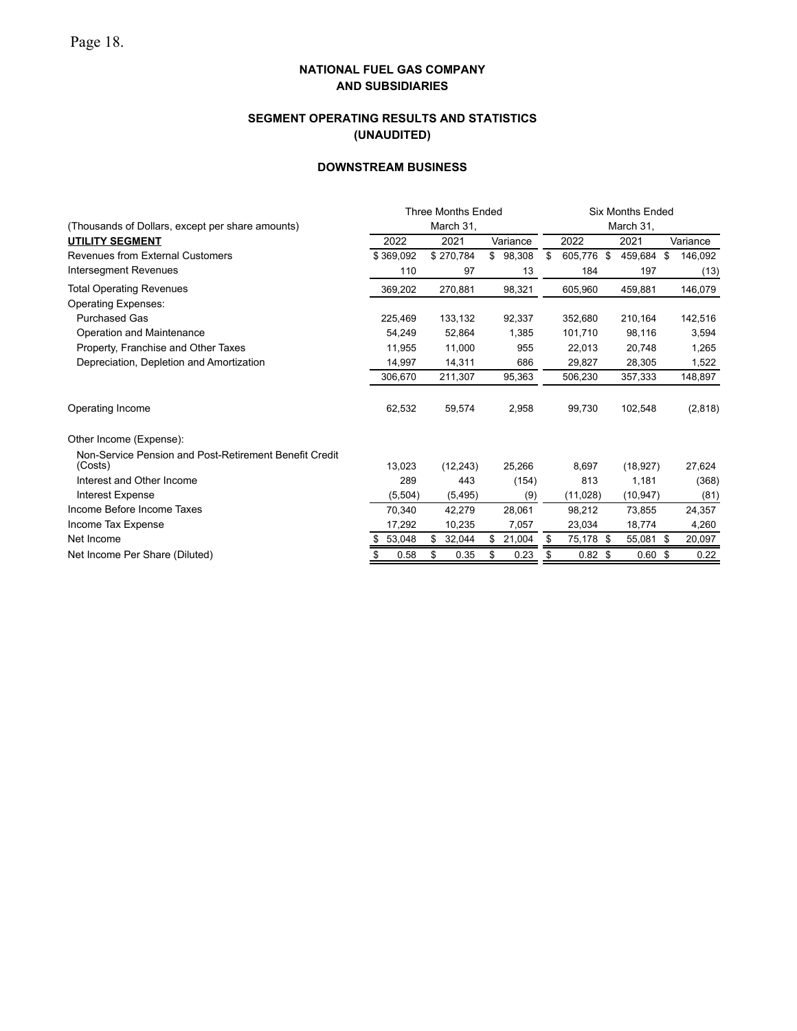**NATIONAL FUEL GAS COMPANY**
**AND SUBSIDIARIES**

**SEGMENT OPERATING RESULTS AND STATISTICS**
**(UNAUDITED)**

**DOWNSTREAM BUSINESS**

| (Thousands of Dollars, except per share amounts) | Three Months Ended March 31, | | | Six Months Ended March 31, | | |
|---|---|---|---|---|---|---|
| **UTILITY SEGMENT** | 2022 | 2021 | Variance | 2022 | 2021 | Variance |
| Revenues from External Customers | $ 369,092 | $ 270,784 | $ 98,308 | $ 605,776 | $ 459,684 | $ 146,092 |
| Intersegment Revenues | 110 | 97 | 13 | 184 | 197 | (13) |
| Total Operating Revenues | 369,202 | 270,881 | 98,321 | 605,960 | 459,881 | 146,079 |
| Operating Expenses: | | | | | | |
| Purchased Gas | 225,469 | 133,132 | 92,337 | 352,680 | 210,164 | 142,516 |
| Operation and Maintenance | 54,249 | 52,864 | 1,385 | 101,710 | 98,116 | 3,594 |
| Property, Franchise and Other Taxes | 11,955 | 11,000 | 955 | 22,013 | 20,748 | 1,265 |
| Depreciation, Depletion and Amortization | 14,997 | 14,311 | 686 | 29,827 | 28,305 | 1,522 |
| | 306,670 | 211,307 | 95,363 | 506,230 | 357,333 | 148,897 |
| Operating Income | 62,532 | 59,574 | 2,958 | 99,730 | 102,548 | (2,818) |
| Other Income (Expense): | | | | | | |
| Non-Service Pension and Post-Retirement Benefit Credit (Costs) | 13,023 | (12,243) | 25,266 | 8,697 | (18,927) | 27,624 |
| Interest and Other Income | 289 | 443 | (154) | 813 | 1,181 | (368) |
| Interest Expense | (5,504) | (5,495) | (9) | (11,028) | (10,947) | (81) |
| Income Before Income Taxes | 70,340 | 42,279 | 28,061 | 98,212 | 73,855 | 24,357 |
| Income Tax Expense | 17,292 | 10,235 | 7,057 | 23,034 | 18,774 | 4,260 |
| Net Income | $ 53,048 | $ 32,044 | $ 21,004 | $ 75,178 | $ 55,081 | $ 20,097 |
| Net Income Per Share (Diluted) | $ 0.58 | $ 0.35 | $ 0.23 | $ 0.82 | $ 0.60 | $ 0.22 |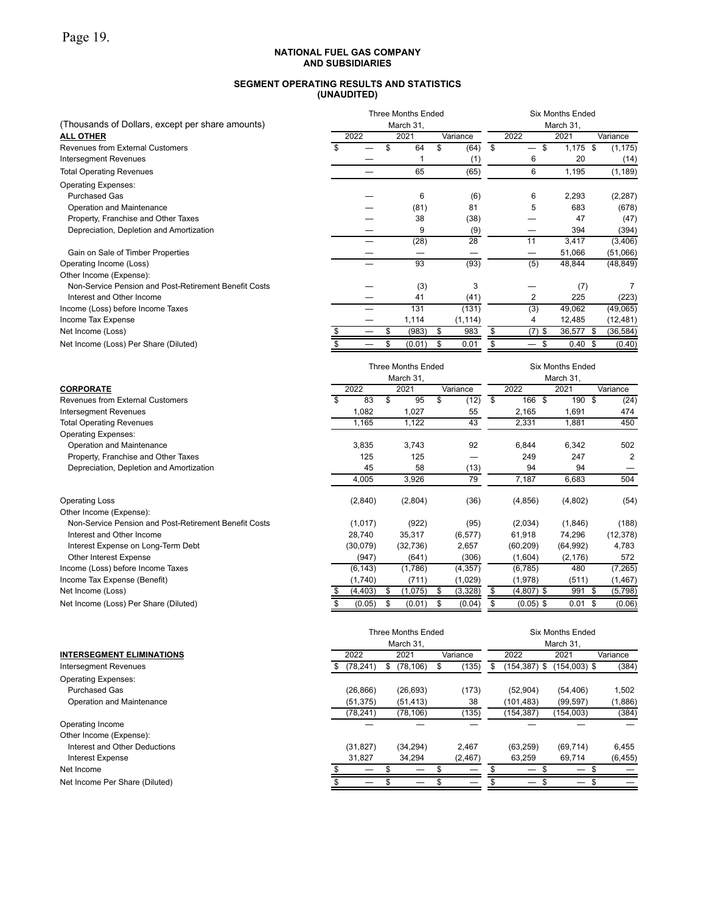**NATIONAL FUEL GAS COMPANY AND SUBSIDIARIES**

**SEGMENT OPERATING RESULTS AND STATISTICS (UNAUDITED)**

| (Thousands of Dollars, except per share amounts) | Three Months Ended March 31, | | | Six Months Ended March 31, | | |
|---|---|---|---|---|---|---|
| **ALL OTHER** | 2022 | 2021 | Variance | 2022 | 2021 | Variance |
| Revenues from External Customers | $ — | $ 64 | $ (64) | $ — | $ 1,175 | $ (1,175) |
| Intersegment Revenues | — | 1 | (1) | 6 | 20 | (14) |
| Total Operating Revenues | — | 65 | (65) | 6 | 1,195 | (1,189) |
| Operating Expenses: | | | | | | |
| Purchased Gas | — | 6 | (6) | 6 | 2,293 | (2,287) |
| Operation and Maintenance | — | (81) | 81 | 5 | 683 | (678) |
| Property, Franchise and Other Taxes | — | 38 | (38) | — | 47 | (47) |
| Depreciation, Depletion and Amortization | — | 9 | (9) | — | 394 | (394) |
| | — | (28) | 28 | 11 | 3,417 | (3,406) |
| Gain on Sale of Timber Properties | — | — | — | — | 51,066 | (51,066) |
| Operating Income (Loss) | — | 93 | (93) | (5) | 48,844 | (48,849) |
| Other Income (Expense): | | | | | | |
| Non-Service Pension and Post-Retirement Benefit Costs | — | (3) | 3 | — | (7) | 7 |
| Interest and Other Income | — | 41 | (41) | 2 | 225 | (223) |
| Income (Loss) before Income Taxes | — | 131 | (131) | (3) | 49,062 | (49,065) |
| Income Tax Expense | — | 1,114 | (1,114) | 4 | 12,485 | (12,481) |
| Net Income (Loss) | $ — | $ (983) | $ 983 | $ (7) | $ 36,577 | $ (36,584) |
| Net Income (Loss) Per Share (Diluted) | $ — | $ (0.01) | $ 0.01 | $ — | $ 0.40 | $ (0.40) |

| | Three Months Ended March 31, | | | Six Months Ended March 31, | | |
|---|---|---|---|---|---|---|
| **CORPORATE** | 2022 | 2021 | Variance | 2022 | 2021 | Variance |
| Revenues from External Customers | $ 83 | $ 95 | $ (12) | $ 166 | $ 190 | $ (24) |
| Intersegment Revenues | 1,082 | 1,027 | 55 | 2,165 | 1,691 | 474 |
| Total Operating Revenues | 1,165 | 1,122 | 43 | 2,331 | 1,881 | 450 |
| Operating Expenses: | | | | | | |
| Operation and Maintenance | 3,835 | 3,743 | 92 | 6,844 | 6,342 | 502 |
| Property, Franchise and Other Taxes | 125 | 125 | — | 249 | 247 | 2 |
| Depreciation, Depletion and Amortization | 45 | 58 | (13) | 94 | 94 | — |
| | 4,005 | 3,926 | 79 | 7,187 | 6,683 | 504 |
| Operating Loss | (2,840) | (2,804) | (36) | (4,856) | (4,802) | (54) |
| Other Income (Expense): | | | | | | |
| Non-Service Pension and Post-Retirement Benefit Costs | (1,017) | (922) | (95) | (2,034) | (1,846) | (188) |
| Interest and Other Income | 28,740 | 35,317 | (6,577) | 61,918 | 74,296 | (12,378) |
| Interest Expense on Long-Term Debt | (30,079) | (32,736) | 2,657 | (60,209) | (64,992) | 4,783 |
| Other Interest Expense | (947) | (641) | (306) | (1,604) | (2,176) | 572 |
| Income (Loss) before Income Taxes | (6,143) | (1,786) | (4,357) | (6,785) | 480 | (7,265) |
| Income Tax Expense (Benefit) | (1,740) | (711) | (1,029) | (1,978) | (511) | (1,467) |
| Net Income (Loss) | $ (4,403) | $ (1,075) | $ (3,328) | $ (4,807) | $ 991 | $ (5,798) |
| Net Income (Loss) Per Share (Diluted) | $ (0.05) | $ (0.01) | $ (0.04) | $ (0.05) | $ 0.01 | $ (0.06) |

| | Three Months Ended March 31, | | | Six Months Ended March 31, | | |
|---|---|---|---|---|---|---|
| **INTERSEGMENT ELIMINATIONS** | 2022 | 2021 | Variance | 2022 | 2021 | Variance |
| Intersegment Revenues | $ (78,241) | $ (78,106) | $ (135) | $ (154,387) | $ (154,003) | $ (384) |
| Operating Expenses: | | | | | | |
| Purchased Gas | (26,866) | (26,693) | (173) | (52,904) | (54,406) | 1,502 |
| Operation and Maintenance | (51,375) | (51,413) | 38 | (101,483) | (99,597) | (1,886) |
| | (78,241) | (78,106) | (135) | (154,387) | (154,003) | (384) |
| Operating Income | — | — | — | — | — | — |
| Other Income (Expense): | | | | | | |
| Interest and Other Deductions | (31,827) | (34,294) | 2,467 | (63,259) | (69,714) | 6,455 |
| Interest Expense | 31,827 | 34,294 | (2,467) | 63,259 | 69,714 | (6,455) |
| Net Income | $ — | $ — | $ — | $ — | $ — | $ — |
| Net Income Per Share (Diluted) | $ — | $ — | $ — | $ — | $ — | $ — |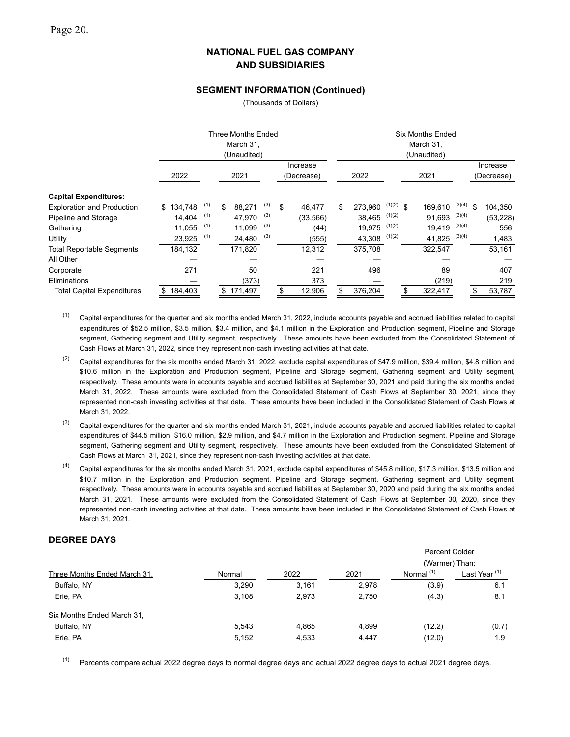# NATIONAL FUEL GAS COMPANY AND SUBSIDIARIES

## SEGMENT INFORMATION (Continued)

(Thousands of Dollars)

| | Three Months Ended March 31, (Unaudited) | | | Six Months Ended March 31, (Unaudited) | | |
|---|---|---|---|---|---|---|
| | 2022 | 2021 | Increase (Decrease) | 2022 | 2021 | Increase (Decrease) |
| **Capital Expenditures:** | | | | | | |
| Exploration and Production | $ 134,748 [1] | $ 88,271 [3] | $ 46,477 | $ 273,960 [1][2] | $ 169,610 [3][4] | $ 104,350 |
| Pipeline and Storage | 14,404 [1] | 47,970 [3] | (33,566) | 38,465 [1][2] | 91,693 [3][4] | (53,228) |
| Gathering | 11,055 [1] | 11,099 [3] | (44) | 19,975 [1][2] | 19,419 [3][4] | 556 |
| Utility | 23,925 [1] | 24,480 [3] | (555) | 43,308 [1][2] | 41,825 [3][4] | 1,483 |
| Total Reportable Segments | 184,132 | 171,820 | 12,312 | 375,708 | 322,547 | 53,161 |
| All Other | — | — | — | — | — | — |
| Corporate | 271 | 50 | 221 | 496 | 89 | 407 |
| Eliminations | — | (373) | 373 | — | (219) | 219 |
| Total Capital Expenditures | $ 184,403 | $ 171,497 | $ 12,906 | $ 376,204 | $ 322,417 | $ 53,787 |

(1) Capital expenditures for the quarter and six months ended March 31, 2022, include accounts payable and accrued liabilities related to capital expenditures of $52.5 million, $3.5 million, $3.4 million, and $4.1 million in the Exploration and Production segment, Pipeline and Storage segment, Gathering segment and Utility segment, respectively. These amounts have been excluded from the Consolidated Statement of Cash Flows at March 31, 2022, since they represent non-cash investing activities at that date.

(2) Capital expenditures for the six months ended March 31, 2022, exclude capital expenditures of $47.9 million, $39.4 million, $4.8 million and $10.6 million in the Exploration and Production segment, Pipeline and Storage segment, Gathering segment and Utility segment, respectively. These amounts were in accounts payable and accrued liabilities at September 30, 2021 and paid during the six months ended March 31, 2022. These amounts were excluded from the Consolidated Statement of Cash Flows at September 30, 2021, since they represented non-cash investing activities at that date. These amounts have been included in the Consolidated Statement of Cash Flows at March 31, 2022.

(3) Capital expenditures for the quarter and six months ended March 31, 2021, include accounts payable and accrued liabilities related to capital expenditures of $44.5 million, $16.0 million, $2.9 million, and $4.7 million in the Exploration and Production segment, Pipeline and Storage segment, Gathering segment and Utility segment, respectively. These amounts have been excluded from the Consolidated Statement of Cash Flows at March 31, 2021, since they represent non-cash investing activities at that date.

(4) Capital expenditures for the six months ended March 31, 2021, exclude capital expenditures of $45.8 million, $17.3 million, $13.5 million and $10.7 million in the Exploration and Production segment, Pipeline and Storage segment, Gathering segment and Utility segment, respectively. These amounts were in accounts payable and accrued liabilities at September 30, 2020 and paid during the six months ended March 31, 2021. These amounts were excluded from the Consolidated Statement of Cash Flows at September 30, 2020, since they represented non-cash investing activities at that date. These amounts have been included in the Consolidated Statement of Cash Flows at March 31, 2021.

## DEGREE DAYS

| | | | | Percent Colder (Warmer) Than: | |
|---|---|---|---|---|---|
| Three Months Ended March 31, | Normal | 2022 | 2021 | Normal [1] | Last Year [1] |
| Buffalo, NY | 3,290 | 3,161 | 2,978 | (3.9) | 6.1 |
| Erie, PA | 3,108 | 2,973 | 2,750 | (4.3) | 8.1 |
| Six Months Ended March 31, | | | | | |
| Buffalo, NY | 5,543 | 4,865 | 4,899 | (12.2) | (0.7) |
| Erie, PA | 5,152 | 4,533 | 4,447 | (12.0) | 1.9 |

(1) Percents compare actual 2022 degree days to normal degree days and actual 2022 degree days to actual 2021 degree days.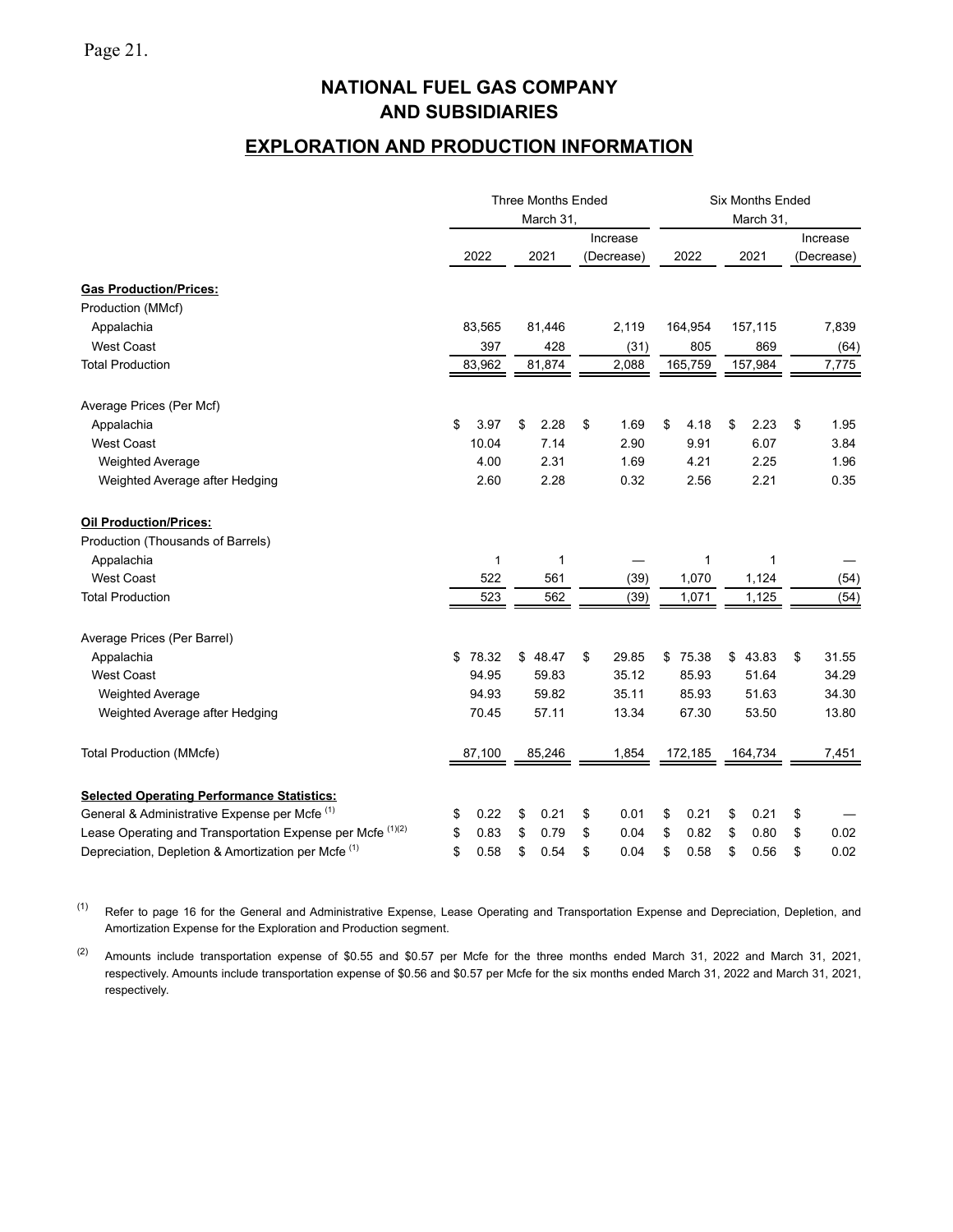# NATIONAL FUEL GAS COMPANY AND SUBSIDIARIES

## EXPLORATION AND PRODUCTION INFORMATION

| | Three Months Ended March 31, | | | Six Months Ended March 31, | | |
|---|---|---|---|---|---|---|
| | 2022 | 2021 | Increase (Decrease) | 2022 | 2021 | Increase (Decrease) |
| **Gas Production/Prices:** | | | | | | |
| Production (MMcf) | | | | | | |
| Appalachia | 83,565 | 81,446 | 2,119 | 164,954 | 157,115 | 7,839 |
| West Coast | 397 | 428 | (31) | 805 | 869 | (64) |
| Total Production | 83,962 | 81,874 | 2,088 | 165,759 | 157,984 | 7,775 |
| Average Prices (Per Mcf) | | | | | | |
| Appalachia | $ 3.97 | $ 2.28 | $ 1.69 | $ 4.18 | $ 2.23 | $ 1.95 |
| West Coast | 10.04 | 7.14 | 2.90 | 9.91 | 6.07 | 3.84 |
| Weighted Average | 4.00 | 2.31 | 1.69 | 4.21 | 2.25 | 1.96 |
| Weighted Average after Hedging | 2.60 | 2.28 | 0.32 | 2.56 | 2.21 | 0.35 |
| **Oil Production/Prices:** | | | | | | |
| Production (Thousands of Barrels) | | | | | | |
| Appalachia | 1 | 1 | — | 1 | 1 | — |
| West Coast | 522 | 561 | (39) | 1,070 | 1,124 | (54) |
| Total Production | 523 | 562 | (39) | 1,071 | 1,125 | (54) |
| Average Prices (Per Barrel) | | | | | | |
| Appalachia | $ 78.32 | $ 48.47 | $ 29.85 | $ 75.38 | $ 43.83 | $ 31.55 |
| West Coast | 94.95 | 59.83 | 35.12 | 85.93 | 51.64 | 34.29 |
| Weighted Average | 94.93 | 59.82 | 35.11 | 85.93 | 51.63 | 34.30 |
| Weighted Average after Hedging | 70.45 | 57.11 | 13.34 | 67.30 | 53.50 | 13.80 |
| Total Production (MMcfe) | 87,100 | 85,246 | 1,854 | 172,185 | 164,734 | 7,451 |
| **Selected Operating Performance Statistics:** | | | | | | |
| General & Administrative Expense per Mcfe [1] | $ 0.22 | $ 0.21 | $ 0.01 | $ 0.21 | $ 0.21 | $ — |
| Lease Operating and Transportation Expense per Mcfe [1][2] | $ 0.83 | $ 0.79 | $ 0.04 | $ 0.82 | $ 0.80 | $ 0.02 |
| Depreciation, Depletion & Amortization per Mcfe [1] | $ 0.58 | $ 0.54 | $ 0.04 | $ 0.58 | $ 0.56 | $ 0.02 |

(1) Refer to page 16 for the General and Administrative Expense, Lease Operating and Transportation Expense and Depreciation, Depletion, and Amortization Expense for the Exploration and Production segment.

(2) Amounts include transportation expense of $0.55 and $0.57 per Mcfe for the three months ended March 31, 2022 and March 31, 2021, respectively. Amounts include transportation expense of $0.56 and $0.57 per Mcfe for the six months ended March 31, 2022 and March 31, 2021, respectively.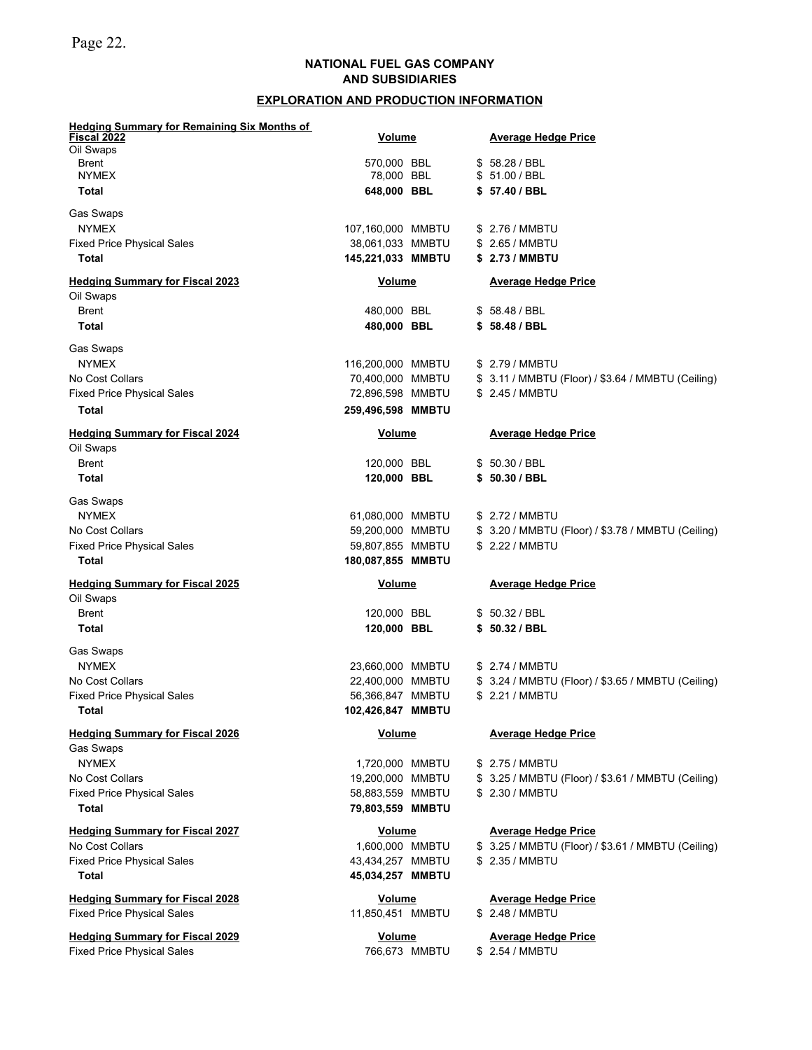**NATIONAL FUEL GAS COMPANY**
**AND SUBSIDIARIES**

**EXPLORATION AND PRODUCTION INFORMATION**

| **Hedging Summary for Remaining Six Months of Fiscal 2022** | **Volume** | **Average Hedge Price** |
|---|---|---|
| Oil Swaps | | |
| Brent | 570,000 BBL | $ 58.28 / BBL |
| NYMEX | 78,000 BBL | $ 51.00 / BBL |
| **Total** | **648,000 BBL** | **$ 57.40 / BBL** |
| Gas Swaps | | |
| NYMEX | 107,160,000 MMBTU | $ 2.76 / MMBTU |
| Fixed Price Physical Sales | 38,061,033 MMBTU | $ 2.65 / MMBTU |
| **Total** | **145,221,033 MMBTU** | **$ 2.73 / MMBTU** |

| **Hedging Summary for Fiscal 2023** | **Volume** | **Average Hedge Price** |
|---|---|---|
| Oil Swaps | | |
| Brent | 480,000 BBL | $ 58.48 / BBL |
| **Total** | **480,000 BBL** | **$ 58.48 / BBL** |
| Gas Swaps | | |
| NYMEX | 116,200,000 MMBTU | $ 2.79 / MMBTU |
| No Cost Collars | 70,400,000 MMBTU | $ 3.11 / MMBTU (Floor) / $3.64 / MMBTU (Ceiling) |
| Fixed Price Physical Sales | 72,896,598 MMBTU | $ 2.45 / MMBTU |
| **Total** | **259,496,598 MMBTU** | |

| **Hedging Summary for Fiscal 2024** | **Volume** | **Average Hedge Price** |
|---|---|---|
| Oil Swaps | | |
| Brent | 120,000 BBL | $ 50.30 / BBL |
| **Total** | **120,000 BBL** | **$ 50.30 / BBL** |
| Gas Swaps | | |
| NYMEX | 61,080,000 MMBTU | $ 2.72 / MMBTU |
| No Cost Collars | 59,200,000 MMBTU | $ 3.20 / MMBTU (Floor) / $3.78 / MMBTU (Ceiling) |
| Fixed Price Physical Sales | 59,807,855 MMBTU | $ 2.22 / MMBTU |
| **Total** | **180,087,855 MMBTU** | |

| **Hedging Summary for Fiscal 2025** | **Volume** | **Average Hedge Price** |
|---|---|---|
| Oil Swaps | | |
| Brent | 120,000 BBL | $ 50.32 / BBL |
| **Total** | **120,000 BBL** | **$ 50.32 / BBL** |
| Gas Swaps | | |
| NYMEX | 23,660,000 MMBTU | $ 2.74 / MMBTU |
| No Cost Collars | 22,400,000 MMBTU | $ 3.24 / MMBTU (Floor) / $3.65 / MMBTU (Ceiling) |
| Fixed Price Physical Sales | 56,366,847 MMBTU | $ 2.21 / MMBTU |
| **Total** | **102,426,847 MMBTU** | |

| **Hedging Summary for Fiscal 2026** | **Volume** | **Average Hedge Price** |
|---|---|---|
| Gas Swaps | | |
| NYMEX | 1,720,000 MMBTU | $ 2.75 / MMBTU |
| No Cost Collars | 19,200,000 MMBTU | $ 3.25 / MMBTU (Floor) / $3.61 / MMBTU (Ceiling) |
| Fixed Price Physical Sales | 58,883,559 MMBTU | $ 2.30 / MMBTU |
| **Total** | **79,803,559 MMBTU** | |

| **Hedging Summary for Fiscal 2027** | **Volume** | **Average Hedge Price** |
|---|---|---|
| No Cost Collars | 1,600,000 MMBTU | $ 3.25 / MMBTU (Floor) / $3.61 / MMBTU (Ceiling) |
| Fixed Price Physical Sales | 43,434,257 MMBTU | $ 2.35 / MMBTU |
| **Total** | **45,034,257 MMBTU** | |

| **Hedging Summary for Fiscal 2028** | **Volume** | **Average Hedge Price** |
|---|---|---|
| Fixed Price Physical Sales | 11,850,451 MMBTU | $ 2.48 / MMBTU |

| **Hedging Summary for Fiscal 2029** | **Volume** | **Average Hedge Price** |
|---|---|---|
| Fixed Price Physical Sales | 766,673 MMBTU | $ 2.54 / MMBTU |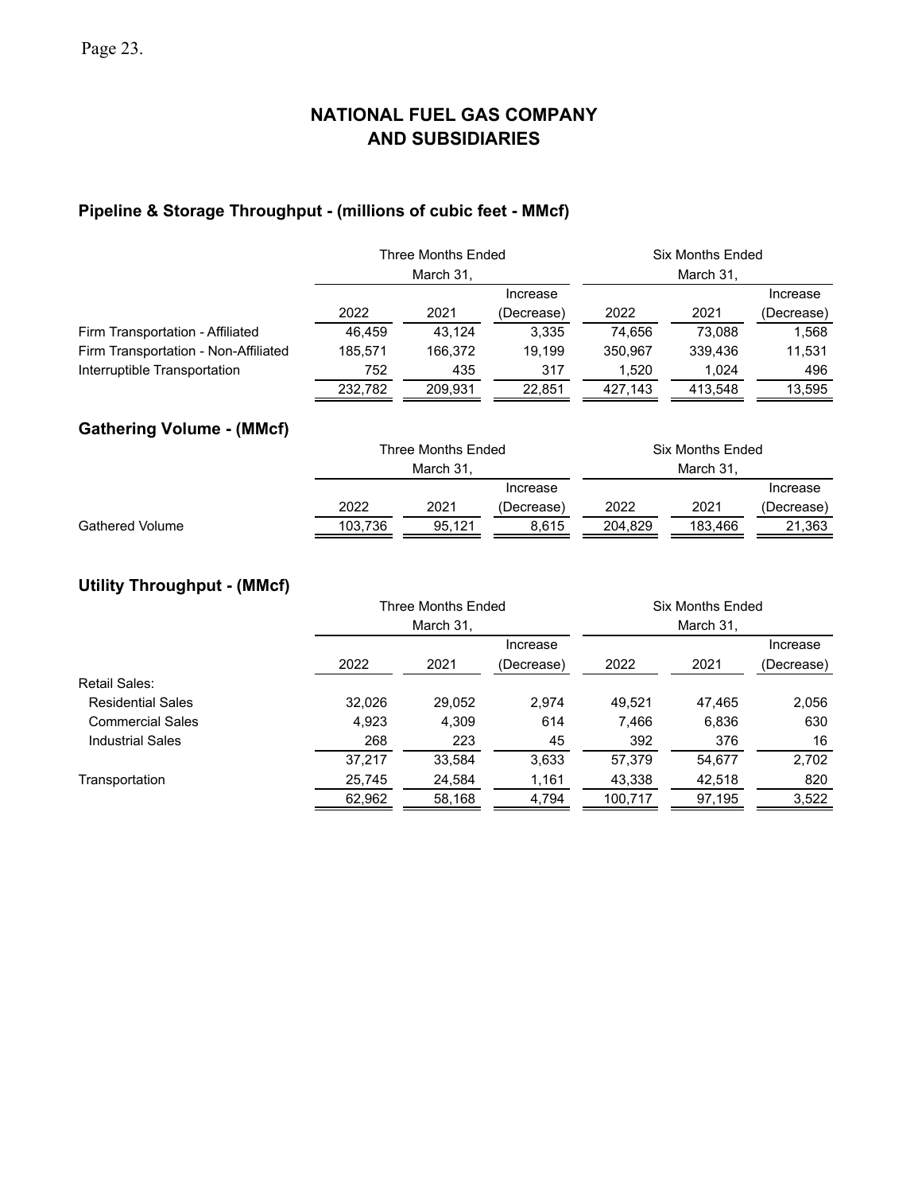# NATIONAL FUEL GAS COMPANY AND SUBSIDIARIES

## Pipeline & Storage Throughput - (millions of cubic feet - MMcf)

| | Three Months Ended March 31, | | | Six Months Ended March 31, | | |
|---|---|---|---|---|---|---|
| | 2022 | 2021 | Increase (Decrease) | 2022 | 2021 | Increase (Decrease) |
| Firm Transportation - Affiliated | 46,459 | 43,124 | 3,335 | 74,656 | 73,088 | 1,568 |
| Firm Transportation - Non-Affiliated | 185,571 | 166,372 | 19,199 | 350,967 | 339,436 | 11,531 |
| Interruptible Transportation | 752 | 435 | 317 | 1,520 | 1,024 | 496 |
| | 232,782 | 209,931 | 22,851 | 427,143 | 413,548 | 13,595 |

## Gathering Volume - (MMcf)

| | Three Months Ended March 31, | | | Six Months Ended March 31, | | |
|---|---|---|---|---|---|---|
| | 2022 | 2021 | Increase (Decrease) | 2022 | 2021 | Increase (Decrease) |
| Gathered Volume | 103,736 | 95,121 | 8,615 | 204,829 | 183,466 | 21,363 |

## Utility Throughput - (MMcf)

| | Three Months Ended March 31, | | | Six Months Ended March 31, | | |
|---|---|---|---|---|---|---|
| | 2022 | 2021 | Increase (Decrease) | 2022 | 2021 | Increase (Decrease) |
| Retail Sales: | | | | | | |
| Residential Sales | 32,026 | 29,052 | 2,974 | 49,521 | 47,465 | 2,056 |
| Commercial Sales | 4,923 | 4,309 | 614 | 7,466 | 6,836 | 630 |
| Industrial Sales | 268 | 223 | 45 | 392 | 376 | 16 |
| | 37,217 | 33,584 | 3,633 | 57,379 | 54,677 | 2,702 |
| Transportation | 25,745 | 24,584 | 1,161 | 43,338 | 42,518 | 820 |
| | 62,962 | 58,168 | 4,794 | 100,717 | 97,195 | 3,522 |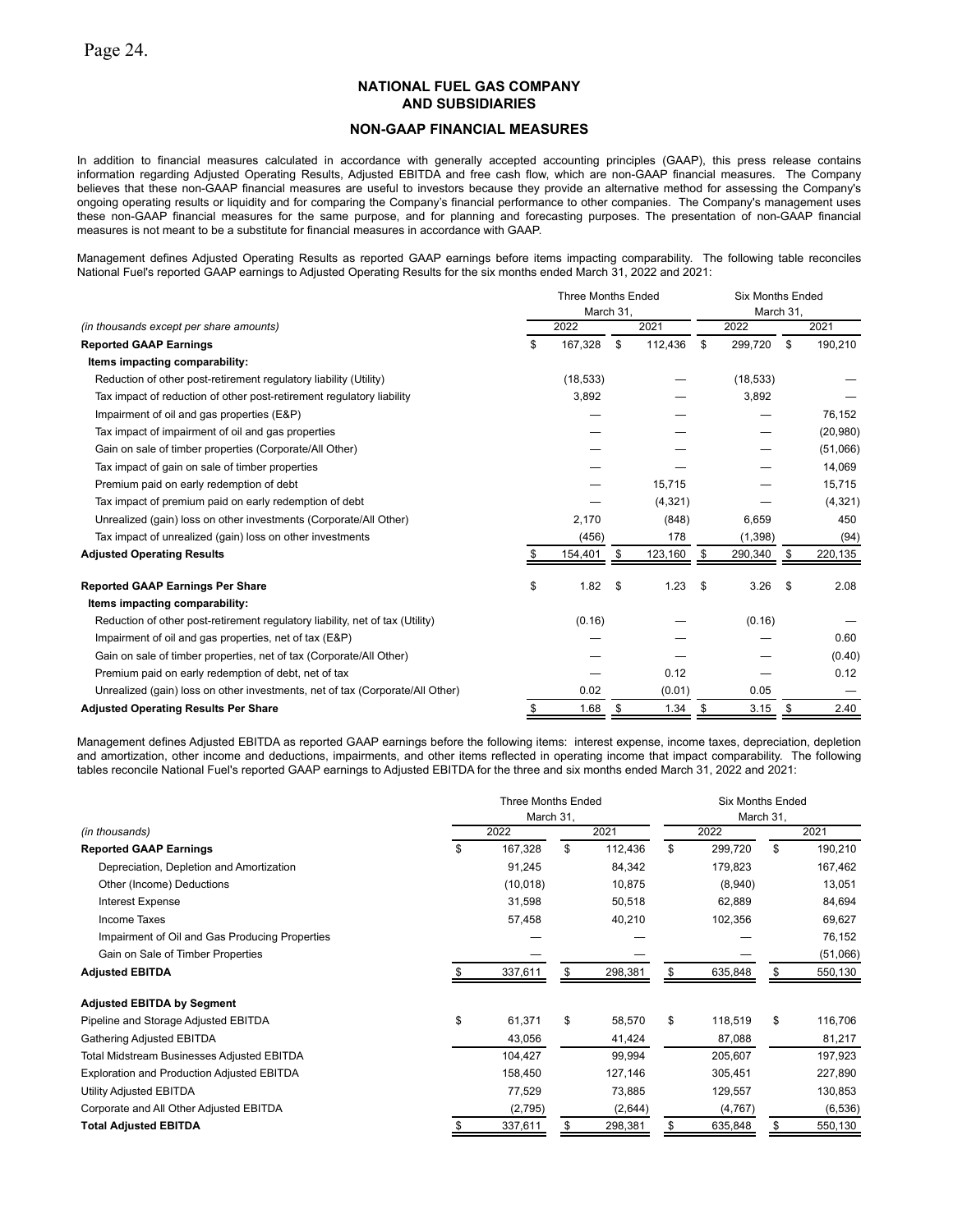## NATIONAL FUEL GAS COMPANY AND SUBSIDIARIES

## NON-GAAP FINANCIAL MEASURES

In addition to financial measures calculated in accordance with generally accepted accounting principles (GAAP), this press release contains information regarding Adjusted Operating Results, Adjusted EBITDA and free cash flow, which are non-GAAP financial measures. The Company believes that these non-GAAP financial measures are useful to investors because they provide an alternative method for assessing the Company's ongoing operating results or liquidity and for comparing the Company's financial performance to other companies. The Company's management uses these non-GAAP financial measures for the same purpose, and for planning and forecasting purposes. The presentation of non-GAAP financial measures is not meant to be a substitute for financial measures in accordance with GAAP.

Management defines Adjusted Operating Results as reported GAAP earnings before items impacting comparability. The following table reconciles National Fuel's reported GAAP earnings to Adjusted Operating Results for the six months ended March 31, 2022 and 2021:

| | Three Months Ended March 31, | | Six Months Ended March 31, | |
|---|---|---|---|---|
| *(in thousands except per share amounts)* | 2022 | 2021 | 2022 | 2021 |
| **Reported GAAP Earnings** | $ 167,328 | $ 112,436 | $ 299,720 | $ 190,210 |
| **Items impacting comparability:** | | | | |
| Reduction of other post-retirement regulatory liability (Utility) | (18,533) | — | (18,533) | — |
| Tax impact of reduction of other post-retirement regulatory liability | 3,892 | — | 3,892 | — |
| Impairment of oil and gas properties (E&P) | — | — | — | 76,152 |
| Tax impact of impairment of oil and gas properties | — | — | — | (20,980) |
| Gain on sale of timber properties (Corporate/All Other) | — | — | — | (51,066) |
| Tax impact of gain on sale of timber properties | — | — | — | 14,069 |
| Premium paid on early redemption of debt | — | 15,715 | — | 15,715 |
| Tax impact of premium paid on early redemption of debt | — | (4,321) | — | (4,321) |
| Unrealized (gain) loss on other investments (Corporate/All Other) | 2,170 | (848) | 6,659 | 450 |
| Tax impact of unrealized (gain) loss on other investments | (456) | 178 | (1,398) | (94) |
| **Adjusted Operating Results** | $ 154,401 | $ 123,160 | $ 290,340 | $ 220,135 |
| | | | | |
| **Reported GAAP Earnings Per Share** | $ 1.82 | $ 1.23 | $ 3.26 | $ 2.08 |
| **Items impacting comparability:** | | | | |
| Reduction of other post-retirement regulatory liability, net of tax (Utility) | (0.16) | — | (0.16) | — |
| Impairment of oil and gas properties, net of tax (E&P) | — | — | — | 0.60 |
| Gain on sale of timber properties, net of tax (Corporate/All Other) | — | — | — | (0.40) |
| Premium paid on early redemption of debt, net of tax | — | 0.12 | — | 0.12 |
| Unrealized (gain) loss on other investments, net of tax (Corporate/All Other) | 0.02 | (0.01) | 0.05 | — |
| **Adjusted Operating Results Per Share** | $ 1.68 | $ 1.34 | $ 3.15 | $ 2.40 |

Management defines Adjusted EBITDA as reported GAAP earnings before the following items: interest expense, income taxes, depreciation, depletion and amortization, other income and deductions, impairments, and other items reflected in operating income that impact comparability. The following tables reconcile National Fuel's reported GAAP earnings to Adjusted EBITDA for the three and six months ended March 31, 2022 and 2021:

| | Three Months Ended March 31, | | Six Months Ended March 31, | |
|---|---|---|---|---|
| *(in thousands)* | 2022 | 2021 | 2022 | 2021 |
| **Reported GAAP Earnings** | $ 167,328 | $ 112,436 | $ 299,720 | $ 190,210 |
| Depreciation, Depletion and Amortization | 91,245 | 84,342 | 179,823 | 167,462 |
| Other (Income) Deductions | (10,018) | 10,875 | (8,940) | 13,051 |
| Interest Expense | 31,598 | 50,518 | 62,889 | 84,694 |
| Income Taxes | 57,458 | 40,210 | 102,356 | 69,627 |
| Impairment of Oil and Gas Producing Properties | — | — | — | 76,152 |
| Gain on Sale of Timber Properties | — | — | — | (51,066) |
| **Adjusted EBITDA** | $ 337,611 | $ 298,381 | $ 635,848 | $ 550,130 |
| | | | | |
| **Adjusted EBITDA by Segment** | | | | |
| Pipeline and Storage Adjusted EBITDA | $ 61,371 | $ 58,570 | $ 118,519 | $ 116,706 |
| Gathering Adjusted EBITDA | 43,056 | 41,424 | 87,088 | 81,217 |
| Total Midstream Businesses Adjusted EBITDA | 104,427 | 99,994 | 205,607 | 197,923 |
| Exploration and Production Adjusted EBITDA | 158,450 | 127,146 | 305,451 | 227,890 |
| Utility Adjusted EBITDA | 77,529 | 73,885 | 129,557 | 130,853 |
| Corporate and All Other Adjusted EBITDA | (2,795) | (2,644) | (4,767) | (6,536) |
| **Total Adjusted EBITDA** | $ 337,611 | $ 298,381 | $ 635,848 | $ 550,130 |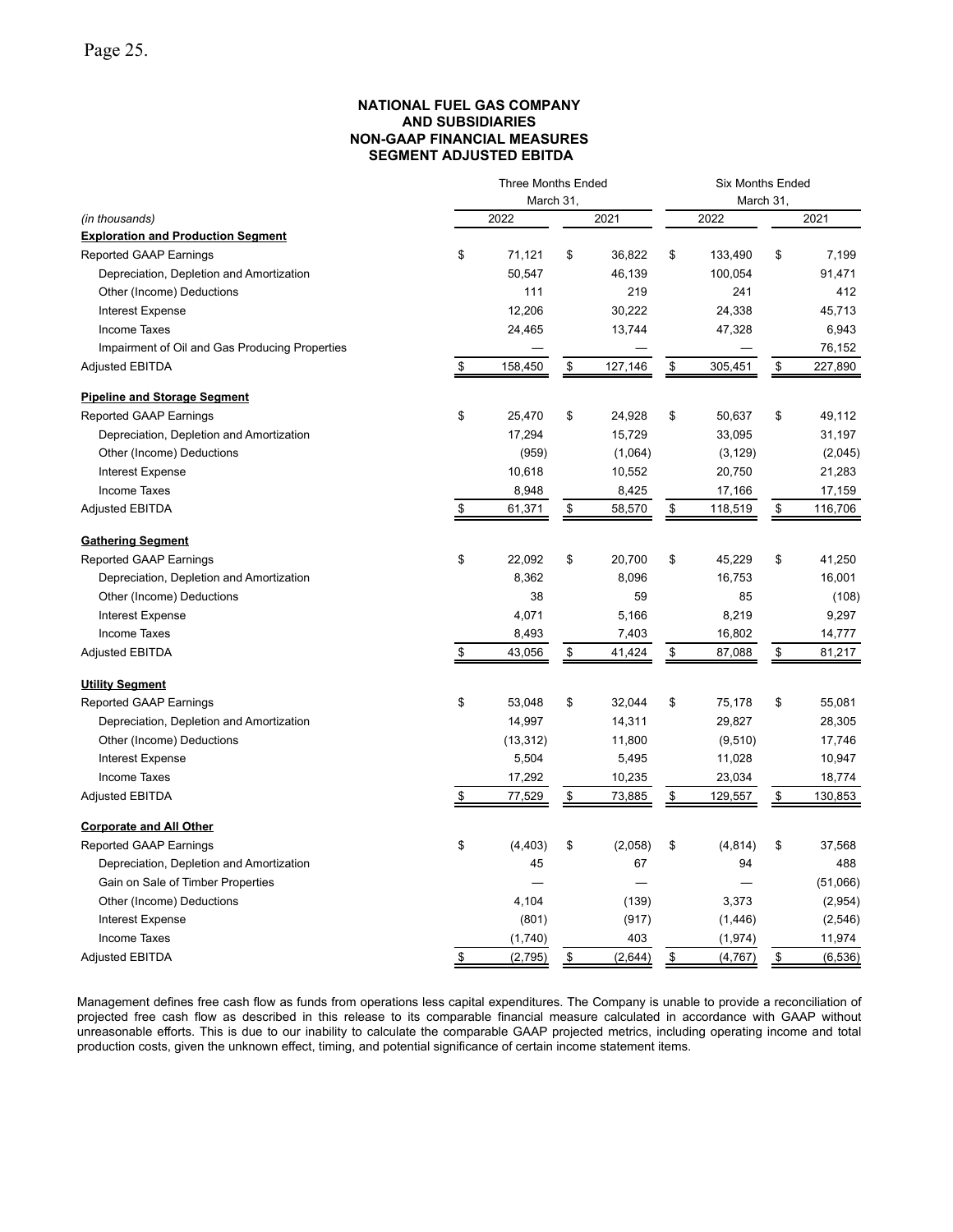**NATIONAL FUEL GAS COMPANY**
**AND SUBSIDIARIES**
**NON-GAAP FINANCIAL MEASURES**
**SEGMENT ADJUSTED EBITDA**

| | Three Months Ended March 31, | | Six Months Ended March 31, | |
|---|---|---|---|---|
| *(in thousands)* | 2022 | 2021 | 2022 | 2021 |
| **Exploration and Production Segment** | | | | |
| Reported GAAP Earnings | $ 71,121 | $ 36,822 | $ 133,490 | $ 7,199 |
| Depreciation, Depletion and Amortization | 50,547 | 46,139 | 100,054 | 91,471 |
| Other (Income) Deductions | 111 | 219 | 241 | 412 |
| Interest Expense | 12,206 | 30,222 | 24,338 | 45,713 |
| Income Taxes | 24,465 | 13,744 | 47,328 | 6,943 |
| Impairment of Oil and Gas Producing Properties | — | — | — | 76,152 |
| Adjusted EBITDA | $ 158,450 | $ 127,146 | $ 305,451 | $ 227,890 |
| **Pipeline and Storage Segment** | | | | |
| Reported GAAP Earnings | $ 25,470 | $ 24,928 | $ 50,637 | $ 49,112 |
| Depreciation, Depletion and Amortization | 17,294 | 15,729 | 33,095 | 31,197 |
| Other (Income) Deductions | (959) | (1,064) | (3,129) | (2,045) |
| Interest Expense | 10,618 | 10,552 | 20,750 | 21,283 |
| Income Taxes | 8,948 | 8,425 | 17,166 | 17,159 |
| Adjusted EBITDA | $ 61,371 | $ 58,570 | $ 118,519 | $ 116,706 |
| **Gathering Segment** | | | | |
| Reported GAAP Earnings | $ 22,092 | $ 20,700 | $ 45,229 | $ 41,250 |
| Depreciation, Depletion and Amortization | 8,362 | 8,096 | 16,753 | 16,001 |
| Other (Income) Deductions | 38 | 59 | 85 | (108) |
| Interest Expense | 4,071 | 5,166 | 8,219 | 9,297 |
| Income Taxes | 8,493 | 7,403 | 16,802 | 14,777 |
| Adjusted EBITDA | $ 43,056 | $ 41,424 | $ 87,088 | $ 81,217 |
| **Utility Segment** | | | | |
| Reported GAAP Earnings | $ 53,048 | $ 32,044 | $ 75,178 | $ 55,081 |
| Depreciation, Depletion and Amortization | 14,997 | 14,311 | 29,827 | 28,305 |
| Other (Income) Deductions | (13,312) | 11,800 | (9,510) | 17,746 |
| Interest Expense | 5,504 | 5,495 | 11,028 | 10,947 |
| Income Taxes | 17,292 | 10,235 | 23,034 | 18,774 |
| Adjusted EBITDA | $ 77,529 | $ 73,885 | $ 129,557 | $ 130,853 |
| **Corporate and All Other** | | | | |
| Reported GAAP Earnings | $ (4,403) | $ (2,058) | $ (4,814) | $ 37,568 |
| Depreciation, Depletion and Amortization | 45 | 67 | 94 | 488 |
| Gain on Sale of Timber Properties | — | — | — | (51,066) |
| Other (Income) Deductions | 4,104 | (139) | 3,373 | (2,954) |
| Interest Expense | (801) | (917) | (1,446) | (2,546) |
| Income Taxes | (1,740) | 403 | (1,974) | 11,974 |
| Adjusted EBITDA | $ (2,795) | $ (2,644) | $ (4,767) | $ (6,536) |

Management defines free cash flow as funds from operations less capital expenditures. The Company is unable to provide a reconciliation of projected free cash flow as described in this release to its comparable financial measure calculated in accordance with GAAP without unreasonable efforts. This is due to our inability to calculate the comparable GAAP projected metrics, including operating income and total production costs, given the unknown effect, timing, and potential significance of certain income statement items.